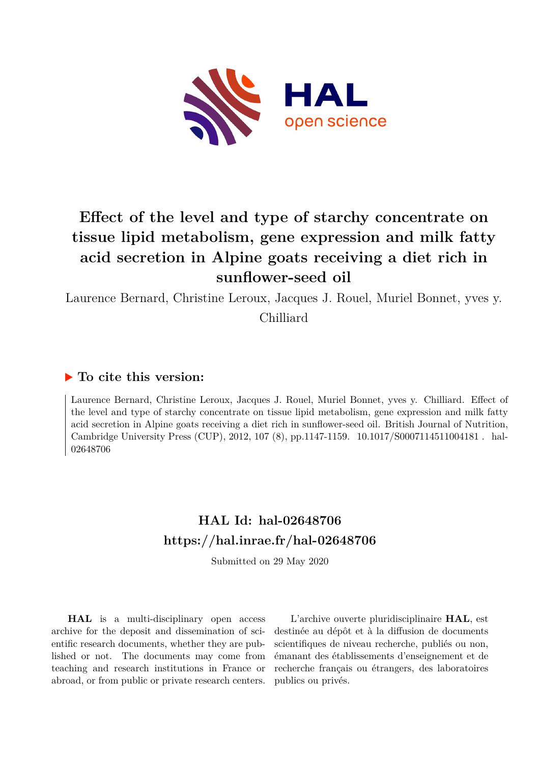# Effect of the level and type of starchy concentrate on tissue lipid metabolism, gene expression and milk fatty acid secretion in Alpine goats receiving a diet rich in sunflower-seed oil

Laurence Bernard, Christine Leroux, Jacques J. Rouel, Muriel Bonnet, yves y. Chilliard

## ▶ To cite this version:

Laurence Bernard, Christine Leroux, Jacques J. Rouel, Muriel Bonnet, yves y. Chilliard. Effect of the level and type of starchy concentrate on tissue lipid metabolism, gene expression and milk fatty acid secretion in Alpine goats receiving a diet rich in sunflower-seed oil. British Journal of Nutrition, Cambridge University Press (CUP), 2012, 107 (8), pp.1147-1159. 10.1017/S0007114511004181 . hal-02648706

## HAL Id: hal-02648706
## https://hal.inrae.fr/hal-02648706

Submitted on 29 May 2020

**HAL** is a multi-disciplinary open access archive for the deposit and dissemination of scientific research documents, whether they are published or not. The documents may come from teaching and research institutions in France or abroad, or from public or private research centers.

L'archive ouverte pluridisciplinaire **HAL**, est destinée au dépôt et à la diffusion de documents scientifiques de niveau recherche, publiés ou non, émanant des établissements d'enseignement et de recherche français ou étrangers, des laboratoires publics ou privés.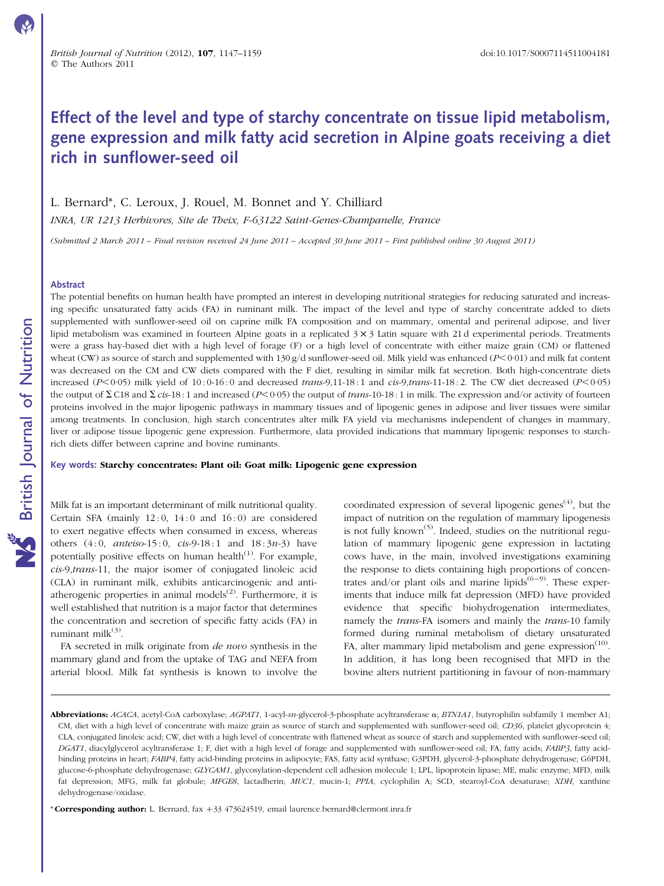# Effect of the level and type of starchy concentrate on tissue lipid metabolism, gene expression and milk fatty acid secretion in Alpine goats receiving a diet rich in sunflower-seed oil

L. Bernard*, C. Leroux, J. Rouel, M. Bonnet and Y. Chilliard

*INRA, UR 1213 Herbivores, Site de Theix, F-63122 Saint-Genes-Champanelle, France*

*(Submitted 2 March 2011 – Final revision received 24 June 2011 – Accepted 30 June 2011 – First published online 30 August 2011)*

## Abstract

The potential benefits on human health have prompted an interest in developing nutritional strategies for reducing saturated and increasing specific unsaturated fatty acids (FA) in ruminant milk. The impact of the level and type of starchy concentrate added to diets supplemented with sunflower-seed oil on caprine milk FA composition and on mammary, omental and perirenal adipose, and liver lipid metabolism was examined in fourteen Alpine goats in a replicated $3 \times 3$ Latin square with 21 d experimental periods. Treatments were a grass hay-based diet with a high level of forage (F) or a high level of concentrate with either maize grain (CM) or flattened wheat (CW) as source of starch and supplemented with 130 g/d sunflower-seed oil. Milk yield was enhanced ($P<0{\cdot}01$) and milk fat content was decreased on the CM and CW diets compared with the F diet, resulting in similar milk fat secretion. Both high-concentrate diets increased ($P<0{\cdot}05$) milk yield of 10 : 0-16 : 0 and decreased *trans*-9,11-18 : 1 and *cis*-9,*trans*-11-18 : 2. The CW diet decreased ($P<0{\cdot}05$) the output of Σ C18 and Σ *cis*-18 : 1 and increased ($P<0{\cdot}05$) the output of *trans*-10-18 : 1 in milk. The expression and/or activity of fourteen proteins involved in the major lipogenic pathways in mammary tissues and of lipogenic genes in adipose and liver tissues were similar among treatments. In conclusion, high starch concentrates alter milk FA yield via mechanisms independent of changes in mammary, liver or adipose tissue lipogenic gene expression. Furthermore, data provided indications that mammary lipogenic responses to starch-rich diets differ between caprine and bovine ruminants.

**Key words: Starchy concentrates: Plant oil: Goat milk: Lipogenic gene expression**

Milk fat is an important determinant of milk nutritional quality. Certain SFA (mainly 12 : 0, 14 : 0 and 16 : 0) are considered to exert negative effects when consumed in excess, whereas others (4 : 0, *anteiso*-15 : 0, *cis*-9-18 : 1 and 18 : 3*n*-3) have potentially positive effects on human health[1]. For example, *cis*-9,*trans*-11, the major isomer of conjugated linoleic acid (CLA) in ruminant milk, exhibits anticarcinogenic and anti-atherogenic properties in animal models[2]. Furthermore, it is well established that nutrition is a major factor that determines the concentration and secretion of specific fatty acids (FA) in ruminant milk[3].

FA secreted in milk originate from *de novo* synthesis in the mammary gland and from the uptake of TAG and NEFA from arterial blood. Milk fat synthesis is known to involve the coordinated expression of several lipogenic genes[4], but the impact of nutrition on the regulation of mammary lipogenesis is not fully known[5]. Indeed, studies on the nutritional regulation of mammary lipogenic gene expression in lactating cows have, in the main, involved investigations examining the response to diets containing high proportions of concentrates and/or plant oils and marine lipids[6–9]. These experiments that induce milk fat depression (MFD) have provided evidence that specific biohydrogenation intermediates, namely the *trans*-FA isomers and mainly the *trans*-10 family formed during ruminal metabolism of dietary unsaturated FA, alter mammary lipid metabolism and gene expression[10]. In addition, it has long been recognised that MFD in the bovine alters nutrient partitioning in favour of non-mammary

---

**Abbreviations:** *ACACA*, acetyl-CoA carboxylase; *AGPAT1*, 1-acyl-*sn*-glycerol-3-phosphate acyltransferase α; *BTN1A1*, butyrophilin subfamily 1 member A1; CM, diet with a high level of concentrate with maize grain as source of starch and supplemented with sunflower-seed oil; *CD36*, platelet glycoprotein 4; CLA, conjugated linoleic acid; CW, diet with a high level of concentrate with flattened wheat as source of starch and supplemented with sunflower-seed oil; *DGAT1*, diacylglycerol acyltransferase 1; F, diet with a high level of forage and supplemented with sunflower-seed oil; FA, fatty acids; *FABP3*, fatty acid-binding proteins in heart; *FABP4*, fatty acid-binding proteins in adipocyte; FAS, fatty acid synthase; G3PDH, glycerol-3-phosphate dehydrogenase; G6PDH, glucose-6-phosphate dehydrogenase; *GLYCAM1*, glycosylation-dependent cell adhesion molecule 1; LPL, lipoprotein lipase; ME, malic enzyme; MFD, milk fat depression; MFG, milk fat globule; *MFGE8*, lactadherin; *MUC1*, mucin-1; *PPIA*, cyclophilin A; SCD, stearoyl-CoA desaturase; *XDH*, xanthine dehydrogenase/oxidase.

\* **Corresponding author:** L. Bernard, fax +33 473624519, email laurence.bernard@clermont.inra.fr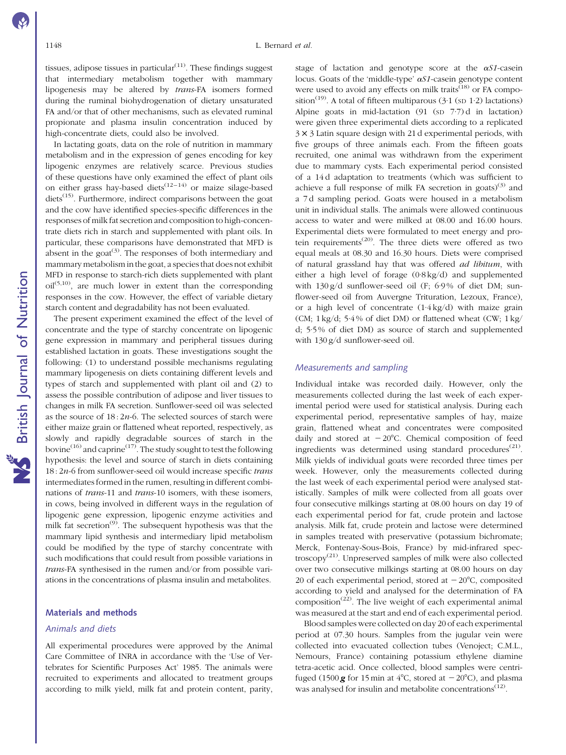tissues, adipose tissues in particular[11]. These findings suggest that intermediary metabolism together with mammary lipogenesis may be altered by *trans*-FA isomers formed during the ruminal biohydrogenation of dietary unsaturated FA and/or that of other mechanisms, such as elevated ruminal propionate and plasma insulin concentration induced by high-concentrate diets, could also be involved.

In lactating goats, data on the role of nutrition in mammary metabolism and in the expression of genes encoding for key lipogenic enzymes are relatively scarce. Previous studies of these questions have only examined the effect of plant oils on either grass hay-based diets[12–14] or maize silage-based diets[15]. Furthermore, indirect comparisons between the goat and the cow have identified species-specific differences in the responses of milk fat secretion and composition to high-concentrate diets rich in starch and supplemented with plant oils. In particular, these comparisons have demonstrated that MFD is absent in the goat[3]. The responses of both intermediary and mammary metabolism in the goat, a species that does not exhibit MFD in response to starch-rich diets supplemented with plant oil[5,10], are much lower in extent than the corresponding responses in the cow. However, the effect of variable dietary starch content and degradability has not been evaluated.

The present experiment examined the effect of the level of concentrate and the type of starchy concentrate on lipogenic gene expression in mammary and peripheral tissues during established lactation in goats. These investigations sought the following: (1) to understand possible mechanisms regulating mammary lipogenesis on diets containing different levels and types of starch and supplemented with plant oil and (2) to assess the possible contribution of adipose and liver tissues to changes in milk FA secretion. Sunflower-seed oil was selected as the source of 18 : 2*n*-6. The selected sources of starch were either maize grain or flattened wheat reported, respectively, as slowly and rapidly degradable sources of starch in the bovine[16] and caprine[17]. The study sought to test the following hypothesis: the level and source of starch in diets containing 18 : 2*n*-6 from sunflower-seed oil would increase specific *trans* intermediates formed in the rumen, resulting in different combinations of *trans*-11 and *trans*-10 isomers, with these isomers, in cows, being involved in different ways in the regulation of lipogenic gene expression, lipogenic enzyme activities and milk fat secretion[9]. The subsequent hypothesis was that the mammary lipid synthesis and intermediary lipid metabolism could be modified by the type of starchy concentrate with such modifications that could result from possible variations in *trans*-FA synthesised in the rumen and/or from possible variations in the concentrations of plasma insulin and metabolites.

## Materials and methods

### Animals and diets

All experimental procedures were approved by the Animal Care Committee of INRA in accordance with the 'Use of Vertebrates for Scientific Purposes Act' 1985. The animals were recruited to experiments and allocated to treatment groups according to milk yield, milk fat and protein content, parity, stage of lactation and genotype score at the *αS1*-casein locus. Goats of the 'middle-type' *αS1*-casein genotype content were used to avoid any effects on milk traits[18] or FA composition[19]. A total of fifteen multiparous (3·1 (SD 1·2) lactations) Alpine goats in mid-lactation (91 (SD 7·7) d in lactation) were given three experimental diets according to a replicated 3 × 3 Latin square design with 21 d experimental periods, with five groups of three animals each. From the fifteen goats recruited, one animal was withdrawn from the experiment due to mammary cysts. Each experimental period consisted of a 14 d adaptation to treatments (which was sufficient to achieve a full response of milk FA secretion in goats)[3] and a 7 d sampling period. Goats were housed in a metabolism unit in individual stalls. The animals were allowed continuous access to water and were milked at 08.00 and 16.00 hours. Experimental diets were formulated to meet energy and protein requirements[20]. The three diets were offered as two equal meals at 08.30 and 16.30 hours. Diets were comprised of natural grassland hay that was offered *ad libitum*, with either a high level of forage (0·8 kg/d) and supplemented with 130 g/d sunflower-seed oil (F; 6·9 % of diet DM; sunflower-seed oil from Auvergne Trituration, Lezoux, France), or a high level of concentrate (1·4 kg/d) with maize grain (CM; 1 kg/d; 5·4 % of diet DM) or flattened wheat (CW; 1 kg/d; 5·5 % of diet DM) as source of starch and supplemented with 130 g/d sunflower-seed oil.

### Measurements and sampling

Individual intake was recorded daily. However, only the measurements collected during the last week of each experimental period were used for statistical analysis. During each experimental period, representative samples of hay, maize grain, flattened wheat and concentrates were composited daily and stored at −20°C. Chemical composition of feed ingredients was determined using standard procedures[21]. Milk yields of individual goats were recorded three times per week. However, only the measurements collected during the last week of each experimental period were analysed statistically. Samples of milk were collected from all goats over four consecutive milkings starting at 08.00 hours on day 19 of each experimental period for fat, crude protein and lactose analysis. Milk fat, crude protein and lactose were determined in samples treated with preservative (potassium bichromate; Merck, Fontenay-Sous-Bois, France) by mid-infrared spectroscopy[21]. Unpreserved samples of milk were also collected over two consecutive milkings starting at 08.00 hours on day 20 of each experimental period, stored at −20°C, composited according to yield and analysed for the determination of FA composition[22]. The live weight of each experimental animal was measured at the start and end of each experimental period.

Blood samples were collected on day 20 of each experimental period at 07.30 hours. Samples from the jugular vein were collected into evacuated collection tubes (Venoject; C.M.L., Nemours, France) containing potassium ethylene diamine tetra-acetic acid. Once collected, blood samples were centrifuged (1500 ***g*** for 15 min at 4°C, stored at −20°C), and plasma was analysed for insulin and metabolite concentrations[12].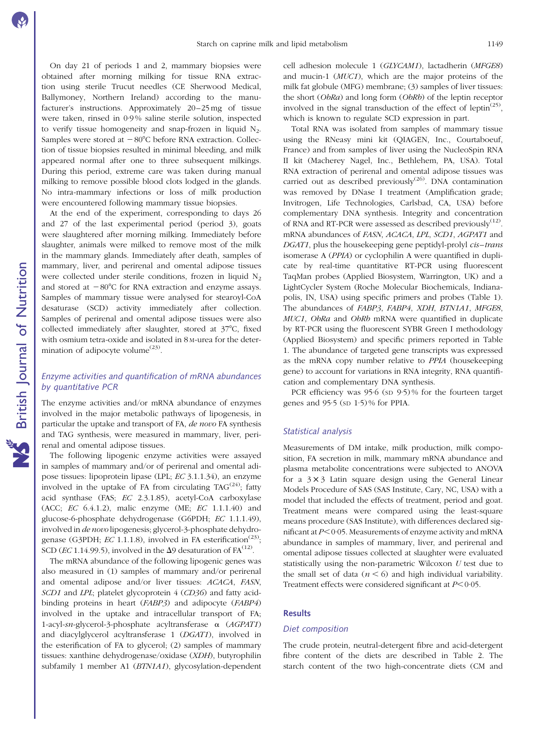On day 21 of periods 1 and 2, mammary biopsies were obtained after morning milking for tissue RNA extraction using sterile Trucut needles (CE Sherwood Medical, Ballymoney, Northern Ireland) according to the manufacturer's instructions. Approximately 20–25 mg of tissue were taken, rinsed in 0·9 % saline sterile solution, inspected to verify tissue homogeneity and snap-frozen in liquid $N_2$. Samples were stored at −80°C before RNA extraction. Collection of tissue biopsies resulted in minimal bleeding, and milk appeared normal after one to three subsequent milkings. During this period, extreme care was taken during manual milking to remove possible blood clots lodged in the glands. No intra-mammary infections or loss of milk production were encountered following mammary tissue biopsies.

At the end of the experiment, corresponding to days 26 and 27 of the last experimental period (period 3), goats were slaughtered after morning milking. Immediately before slaughter, animals were milked to remove most of the milk in the mammary glands. Immediately after death, samples of mammary, liver, and perirenal and omental adipose tissues were collected under sterile conditions, frozen in liquid $N_2$ and stored at −80°C for RNA extraction and enzyme assays. Samples of mammary tissue were analysed for stearoyl-CoA desaturase (SCD) activity immediately after collection. Samples of perirenal and omental adipose tissues were also collected immediately after slaughter, stored at 37°C, fixed with osmium tetra-oxide and isolated in 8 M-urea for the determination of adipocyte volume[23].

### *Enzyme activities and quantification of mRNA abundances by quantitative PCR*

The enzyme activities and/or mRNA abundance of enzymes involved in the major metabolic pathways of lipogenesis, in particular the uptake and transport of FA, *de novo* FA synthesis and TAG synthesis, were measured in mammary, liver, perirenal and omental adipose tissues.

The following lipogenic enzyme activities were assayed in samples of mammary and/or of perirenal and omental adipose tissues: lipoprotein lipase (LPL; *EC* 3.1.1.34), an enzyme involved in the uptake of FA from circulating TAG[24]; fatty acid synthase (FAS; *EC* 2.3.1.85), acetyl-CoA carboxylase (ACC; *EC* 6.4.1.2), malic enzyme (ME; *EC* 1.1.1.40) and glucose-6-phosphate dehydrogenase (G6PDH; *EC* 1.1.1.49), involved in *de novo* lipogenesis; glycerol-3-phosphate dehydrogenase (G3PDH; *EC* 1.1.1.8), involved in FA esterification[23]; SCD (*EC* 1.14.99.5), involved in the Δ9 desaturation of FA[12].

The mRNA abundance of the following lipogenic genes was also measured in (1) samples of mammary and/or perirenal and omental adipose and/or liver tissues: *ACACA*, *FASN*, *SCD1* and *LPL*; platelet glycoprotein 4 (*CD36*) and fatty acid-binding proteins in heart (*FABP3*) and adipocyte (*FABP4*) involved in the uptake and intracellular transport of FA; 1-acyl-*sn*-glycerol-3-phosphate acyltransferase α (*AGPAT1*) and diacylglycerol acyltransferase 1 (*DGAT1*), involved in the esterification of FA to glycerol; (2) samples of mammary tissues: xanthine dehydrogenase/oxidase (*XDH*), butyrophilin subfamily 1 member A1 (*BTN1A1*), glycosylation-dependent cell adhesion molecule 1 (*GLYCAM1*), lactadherin (*MFGE8*) and mucin-1 (*MUC1*), which are the major proteins of the milk fat globule (MFG) membrane; (3) samples of liver tissues: the short (*ObRa*) and long form (*ObRb*) of the leptin receptor involved in the signal transduction of the effect of leptin[25], which is known to regulate SCD expression in part.

Total RNA was isolated from samples of mammary tissue using the RNeasy mini kit (QIAGEN, Inc., Courtaboeuf, France) and from samples of liver using the NucleoSpin RNA II kit (Macherey Nagel, Inc., Bethlehem, PA, USA). Total RNA extraction of perirenal and omental adipose tissues was carried out as described previously[26]. DNA contamination was removed by DNase I treatment (Amplification grade; Invitrogen, Life Technologies, Carlsbad, CA, USA) before complementary DNA synthesis. Integrity and concentration of RNA and RT-PCR were assessed as described previously[12]. mRNA abundances of *FASN*, *ACACA*, *LPL*, *SCD1*, *AGPAT1* and *DGAT1*, plus the housekeeping gene peptidyl-prolyl *cis*–*trans* isomerase A (*PPIA*) or cyclophilin A were quantified in duplicate by real-time quantitative RT-PCR using fluorescent TaqMan probes (Applied Biosystem, Warrington, UK) and a LightCycler System (Roche Molecular Biochemicals, Indianapolis, IN, USA) using specific primers and probes (Table 1). The abundances of *FABP3*, *FABP4*, *XDH*, *BTN1A1*, *MFGE8*, *MUC1*, *ObRa* and *ObRb* mRNA were quantified in duplicate by RT-PCR using the fluorescent SYBR Green I methodology (Applied Biosystem) and specific primers reported in Table 1. The abundance of targeted gene transcripts was expressed as the mRNA copy number relative to *PPIA* (housekeeping gene) to account for variations in RNA integrity, RNA quantification and complementary DNA synthesis.

PCR efficiency was 95·6 (SD 9·5) % for the fourteen target genes and 95·5 (SD 1·5) % for PPIA.

### *Statistical analysis*

Measurements of DM intake, milk production, milk composition, FA secretion in milk, mammary mRNA abundance and plasma metabolite concentrations were subjected to ANOVA for a 3 × 3 Latin square design using the General Linear Models Procedure of SAS (SAS Institute, Cary, NC, USA) with a model that included the effects of treatment, period and goat. Treatment means were compared using the least-square means procedure (SAS Institute), with differences declared significant at $P<0·05$. Measurements of enzyme activity and mRNA abundance in samples of mammary, liver, and perirenal and omental adipose tissues collected at slaughter were evaluated statistically using the non-parametric Wilcoxon *U* test due to the small set of data ($n<6$) and high individual variability. Treatment effects were considered significant at $P<0·05$.

## Results

### *Diet composition*

The crude protein, neutral-detergent fibre and acid-detergent fibre content of the diets are described in Table 2. The starch content of the two high-concentrate diets (CM and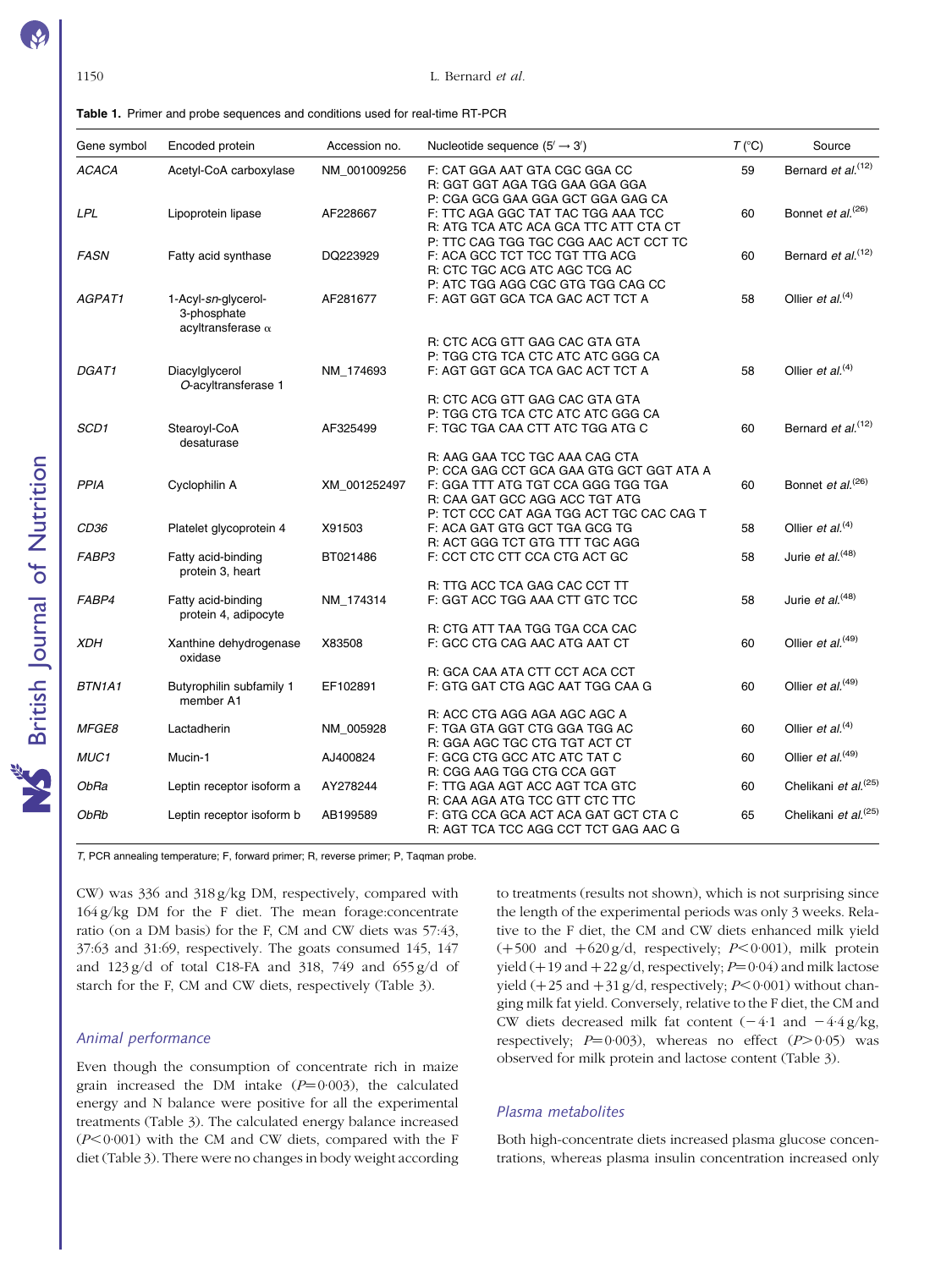**Table 1.** Primer and probe sequences and conditions used for real-time RT-PCR

| Gene symbol | Encoded protein | Accession no. | Nucleotide sequence (5′ → 3′) | *T* (°C) | Source |
|---|---|---|---|---|---|
| *ACACA* | Acetyl-CoA carboxylase | NM_001009256 | F: CAT GGA AAT GTA CGC GGA CC<br>R: GGT GGT AGA TGG GAA GGA GGA<br>P: CGA GCG GAA GGA GCT GGA GAG CA | 59 | Bernard *et al.*[12] |
| *LPL* | Lipoprotein lipase | AF228667 | F: TTC AGA GGC TAT TAC TGG AAA TCC<br>R: ATG TCA ATC ACA GCA TTC ATT CTA CT<br>P: TTC CAG TGG TGC CGG AAC ACT CCT TC | 60 | Bonnet *et al.*[26] |
| *FASN* | Fatty acid synthase | DQ223929 | F: ACA GCC TCT TCC TGT TTG ACG<br>R: CTC TGC ACG ATC AGC TCG AC<br>P: ATC TGG AGG CGC GTG TGG CAG CC | 60 | Bernard *et al.*[12] |
| *AGPAT1* | 1-Acyl-*sn*-glycerol-3-phosphate acyltransferase α | AF281677 | F: AGT GGT GCA TCA GAC ACT TCT A<br>R: CTC ACG GTT GAG CAC GTA GTA<br>P: TGG CTG TCA CTC ATC ATC GGG CA | 58 | Ollier *et al.*[4] |
| *DGAT1* | Diacylglycerol *O*-acyltransferase 1 | NM_174693 | F: AGT GGT GCA TCA GAC ACT TCT A<br>R: CTC ACG GTT GAG CAC GTA GTA<br>P: TGG CTG TCA CTC ATC ATC GGG CA | 58 | Ollier *et al.*[4] |
| *SCD1* | Stearoyl-CoA desaturase | AF325499 | F: TGC TGA CAA CTT ATC TGG ATG C<br>R: AAG GAA TCC TGC AAA CAG CTA<br>P: CCA GAG CCT GCA GAA GTG GCT GGT ATA A | 60 | Bernard *et al.*[12] |
| *PPIA* | Cyclophilin A | XM_001252497 | F: GGA TTT ATG TGT CCA GGG TGG TGA<br>R: CAA GAT GCC AGG ACC TGT ATG<br>P: TCT CCC CAT AGA TGG ACT TGC CAC CAG T | 60 | Bonnet *et al.*[26] |
| *CD36* | Platelet glycoprotein 4 | X91503 | F: ACA GAT GTG GCT TGA GCG TG<br>R: ACT GGG TCT GTG TTT TGC AGG | 58 | Ollier *et al.*[4] |
| *FABP3* | Fatty acid-binding protein 3, heart | BT021486 | F: CCT CTC CTT CCA CTG ACT GC<br>R: TTG ACC TCA GAG CAC CCT TT | 58 | Jurie *et al.*[48] |
| *FABP4* | Fatty acid-binding protein 4, adipocyte | NM_174314 | F: GGT ACC TGG AAA CTT GTC TCC<br>R: CTG ATT TAA TGG TGA CCA CAC | 58 | Jurie *et al.*[48] |
| *XDH* | Xanthine dehydrogenase oxidase | X83508 | F: GCC CTG CAG AAC ATG AAT CT<br>R: GCA CAA ATA CTT CCT ACA CCT | 60 | Ollier *et al.*[49] |
| *BTN1A1* | Butyrophilin subfamily 1 member A1 | EF102891 | F: GTG GAT CTG AGC AAT TGG CAA G<br>R: ACC CTG AGG AGA AGC AGC A | 60 | Ollier *et al.*[49] |
| *MFGE8* | Lactadherin | NM_005928 | F: TGA GTA GGT CTG GGA TGG AC<br>R: GGA AGC TGC CTG TGT ACT CT | 60 | Ollier *et al.*[4] |
| *MUC1* | Mucin-1 | AJ400824 | F: GCG CTG GCC ATC ATC TAT C<br>R: CGG AAG TGG CTG CCA GGT | 60 | Ollier *et al.*[49] |
| *ObRa* | Leptin receptor isoform a | AY278244 | F: TTG AGA AGT ACC AGT TCA GTC<br>R: CAA AGA ATG TCC GTT CTC TTC | 60 | Chelikani *et al.*[25] |
| *ObRb* | Leptin receptor isoform b | AB199589 | F: GTG CCA GCA ACT ACA GAT GCT CTA C<br>R: AGT TCA TCC AGG CCT TCT GAG AAC G | 65 | Chelikani *et al.*[25] |

*T*, PCR annealing temperature; F, forward primer; R, reverse primer; P, Taqman probe.

CW) was 336 and 318 g/kg DM, respectively, compared with 164 g/kg DM for the F diet. The mean forage:concentrate ratio (on a DM basis) for the F, CM and CW diets was 57:43, 37:63 and 31:69, respectively. The goats consumed 145, 147 and 123 g/d of total C18-FA and 318, 749 and 655 g/d of starch for the F, CM and CW diets, respectively (Table 3).

### Animal performance

Even though the consumption of concentrate rich in maize grain increased the DM intake ($P=0·003$), the calculated energy and N balance were positive for all the experimental treatments (Table 3). The calculated energy balance increased ($P<0·001$) with the CM and CW diets, compared with the F diet (Table 3). There were no changes in body weight according to treatments (results not shown), which is not surprising since the length of the experimental periods was only 3 weeks. Relative to the F diet, the CM and CW diets enhanced milk yield (+500 and +620 g/d, respectively; $P<0·001$), milk protein yield (+19 and +22 g/d, respectively; $P=0·04$) and milk lactose yield (+25 and +31 g/d, respectively; $P<0·001$) without changing milk fat yield. Conversely, relative to the F diet, the CM and CW diets decreased milk fat content (−4·1 and −4·4 g/kg, respectively; $P=0·003$), whereas no effect ($P>0·05$) was observed for milk protein and lactose content (Table 3).

### Plasma metabolites

Both high-concentrate diets increased plasma glucose concentrations, whereas plasma insulin concentration increased only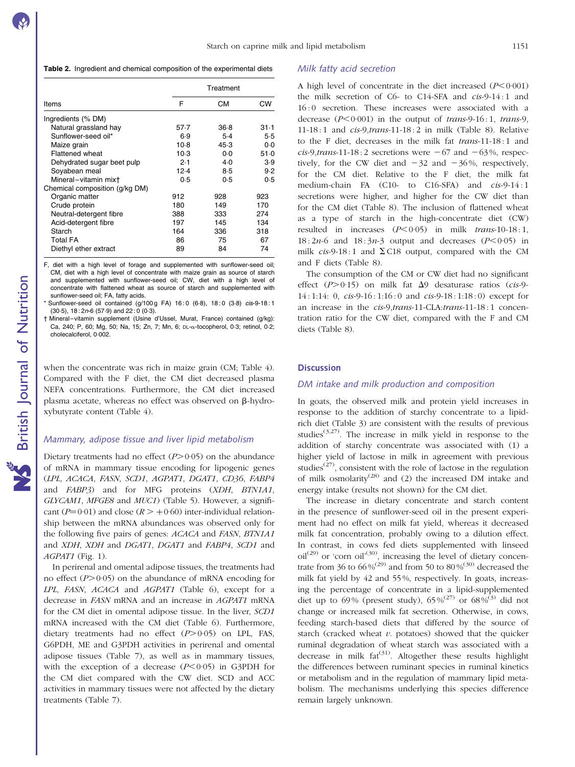**Table 2.** Ingredient and chemical composition of the experimental diets

| Items | Treatment | | |
|---|---|---|---|
| | F | CM | CW |
| Ingredients (% DM) | | | |
| Natural grassland hay | 57·7 | 36·8 | 31·1 |
| Sunflower-seed oil* | 6·9 | 5·4 | 5·5 |
| Maize grain | 10·8 | 45·3 | 0·0 |
| Flattened wheat | 10·3 | 0·0 | 51·0 |
| Dehydrated sugar beet pulp | 2·1 | 4·0 | 3·9 |
| Soyabean meal | 12·4 | 8·5 | 9·2 |
| Mineral–vitamin mix† | 0·5 | 0·5 | 0·5 |
| Chemical composition (g/kg DM) | | | |
| Organic matter | 912 | 928 | 923 |
| Crude protein | 180 | 149 | 170 |
| Neutral-detergent fibre | 388 | 333 | 274 |
| Acid-detergent fibre | 197 | 145 | 134 |
| Starch | 164 | 336 | 318 |
| Total FA | 86 | 75 | 67 |
| Diethyl ether extract | 89 | 84 | 74 |

F, diet with a high level of forage and supplemented with sunflower-seed oil; CM, diet with a high level of concentrate with maize grain as source of starch and supplemented with sunflower-seed oil; CW, diet with a high level of concentrate with flattened wheat as source of starch and supplemented with sunflower-seed oil; FA, fatty acids.

\* Sunflower-seed oil contained (g/100 g FA) 16 : 0 (6·8), 18 : 0 (3·8) *cis*-9-18 : 1 (30·5), 18 : 2*n*-6 (57·9) and 22 : 0 (0·3).

† Mineral–vitamin supplement (Usine d'Ussel, Murat, France) contained (g/kg): Ca, 240; P, 60; Mg, 50; Na, 15; Zn, 7; Mn, 6; DL-α-tocopherol, 0·3; retinol, 0·2; cholecalciferol, 0·002.

when the concentrate was rich in maize grain (CM; Table 4). Compared with the F diet, the CM diet decreased plasma NEFA concentrations. Furthermore, the CM diet increased plasma acetate, whereas no effect was observed on β-hydroxybutyrate content (Table 4).

### *Mammary, adipose tissue and liver lipid metabolism*

Dietary treatments had no effect ($P > 0·05$) on the abundance of mRNA in mammary tissue encoding for lipogenic genes (*LPL*, *ACACA*, *FASN*, *SCD1*, *AGPAT1*, *DGAT1*, *CD36*, *FABP4* and *FABP3*) and for MFG proteins (*XDH*, *BTN1A1*, *GLYCAM1*, *MFGE8* and *MUC1*) (Table 5). However, a significant ($P = 0·01$) and close ($R > +0·60$) inter-individual relationship between the mRNA abundances was observed only for the following five pairs of genes: *ACACA* and *FASN*, *BTN1A1* and *XDH*, *XDH* and *DGAT1*, *DGAT1* and *FABP4*, *SCD1* and *AGPAT1* (Fig. 1).

In perirenal and omental adipose tissues, the treatments had no effect ($P > 0·05$) on the abundance of mRNA encoding for *LPL*, *FASN*, *ACACA* and *AGPAT1* (Table 6), except for a decrease in *FASN* mRNA and an increase in *AGPAT1* mRNA for the CM diet in omental adipose tissue. In the liver, *SCD1* mRNA increased with the CM diet (Table 6). Furthermore, dietary treatments had no effect ($P > 0·05$) on LPL, FAS, G6PDH, ME and G3PDH activities in perirenal and omental adipose tissues (Table 7), as well as in mammary tissues, with the exception of a decrease ($P < 0·05$) in G3PDH for the CM diet compared with the CW diet. SCD and ACC activities in mammary tissues were not affected by the dietary treatments (Table 7).

### *Milk fatty acid secretion*

A high level of concentrate in the diet increased ($P < 0·001$) the milk secretion of C6- to C14-SFA and *cis*-9-14 : 1 and 16 : 0 secretion. These increases were associated with a decrease ($P < 0·001$) in the output of *trans*-9-16 : 1, *trans*-9, 11-18 : 1 and *cis*-9,*trans*-11-18 : 2 in milk (Table 8). Relative to the F diet, decreases in the milk fat *trans*-11-18 : 1 and *cis*-9,*trans*-11-18 : 2 secretions were −67 and −63 %, respectively, for the CW diet and −32 and −36 %, respectively, for the CM diet. Relative to the F diet, the milk fat medium-chain FA (C10- to C16-SFA) and *cis*-9-14 : 1 secretions were higher, and higher for the CW diet than for the CM diet (Table 8). The inclusion of flattened wheat as a type of starch in the high-concentrate diet (CW) resulted in increases ($P < 0·05$) in milk *trans*-10-18 : 1, 18 : 2*n*-6 and 18 : 3*n*-3 output and decreases ($P < 0·05$) in milk *cis*-9-18 : 1 and Σ C18 output, compared with the CM and F diets (Table 8).

The consumption of the CM or CW diet had no significant effect ($P > 0·15$) on milk fat Δ9 desaturase ratios (*cis*-9-14 : 1:14: 0, *cis*-9-16 : 1:16 : 0 and *cis*-9-18 : 1:18 : 0) except for an increase in the *cis*-9,*trans*-11-CLA:*trans*-11-18 : 1 concentration ratio for the CW diet, compared with the F and CM diets (Table 8).

## Discussion

### *DM intake and milk production and composition*

In goats, the observed milk and protein yield increases in response to the addition of starchy concentrate to a lipid-rich diet (Table 3) are consistent with the results of previous studies[3,27]. The increase in milk yield in response to the addition of starchy concentrate was associated with (1) a higher yield of lactose in milk in agreement with previous studies[27], consistent with the role of lactose in the regulation of milk osmolarity[28] and (2) the increased DM intake and energy intake (results not shown) for the CM diet.

The increase in dietary concentrate and starch content in the presence of sunflower-seed oil in the present experiment had no effect on milk fat yield, whereas it decreased milk fat concentration, probably owing to a dilution effect. In contrast, in cows fed diets supplemented with linseed oil[29] or 'corn oil'[30], increasing the level of dietary concentrate from 36 to 66 %[29] and from 50 to 80 %[30] decreased the milk fat yield by 42 and 55 %, respectively. In goats, increasing the percentage of concentrate in a lipid-supplemented diet up to 69 % (present study), 65 %[27] or 68 %[3] did not change or increased milk fat secretion. Otherwise, in cows, feeding starch-based diets that differed by the source of starch (cracked wheat *v.* potatoes) showed that the quicker ruminal degradation of wheat starch was associated with a decrease in milk fat[31]. Altogether these results highlight the differences between ruminant species in ruminal kinetics or metabolism and in the regulation of mammary lipid metabolism. The mechanisms underlying this species difference remain largely unknown.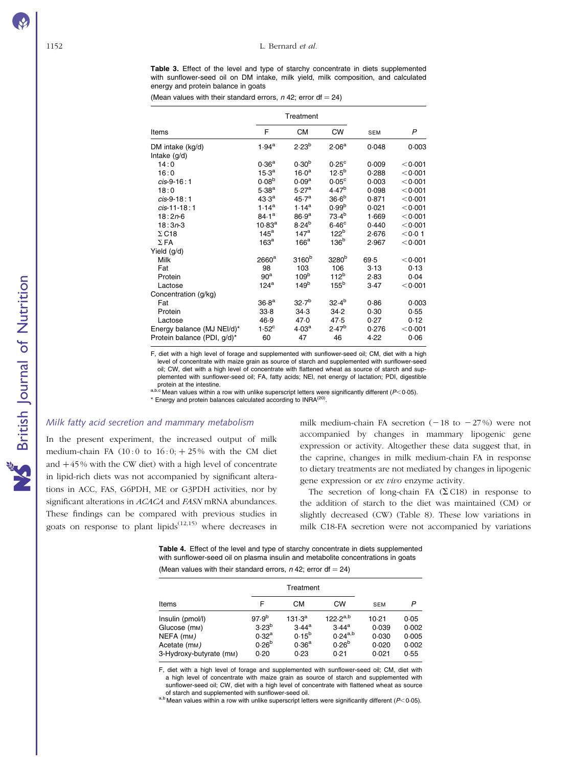**Table 3.** Effect of the level and type of starchy concentrate in diets supplemented with sunflower-seed oil on DM intake, milk yield, milk composition, and calculated energy and protein balance in goats

(Mean values with their standard errors, *n* 42; error df = 24)

| Items | Treatment | | | SEM | *P* |
|---|---|---|---|---|---|
| | F | CM | CW | | |
| DM intake (kg/d) | 1·94[a] | 2·23[b] | 2·06[a] | 0·048 | 0·003 |
| Intake (g/d) | | | | | |
| 14 : 0 | 0·36[a] | 0·30[b] | 0·25[c] | 0·009 | <0·001 |
| 16 : 0 | 15·3[a] | 16·0[a] | 12·5[b] | 0·288 | <0·001 |
| *cis*-9-16 : 1 | 0·08[b] | 0·09[a] | 0·05[c] | 0·003 | <0·001 |
| 18 : 0 | 5·38[a] | 5·27[a] | 4·47[b] | 0·098 | <0·001 |
| *cis*-9-18 : 1 | 43·3[a] | 45·7[a] | 36·6[b] | 0·871 | <0·001 |
| *cis*-11-18 : 1 | 1·14[a] | 1·14[a] | 0·99[b] | 0·021 | <0·001 |
| 18 : 2*n*-6 | 84·1[a] | 86·9[a] | 73·4[b] | 1·669 | <0·001 |
| 18 : 3*n*-3 | 10·83[a] | 8·24[b] | 6·46[c] | 0·440 | <0·001 |
| Σ C18 | 145[a] | 147[a] | 122[b] | 2·676 | <0·0 1 |
| Σ FA | 163[a] | 166[a] | 136[b] | 2·967 | <0·001 |
| Yield (g/d) | | | | | |
| Milk | 2660[a] | 3160[b] | 3280[b] | 69·5 | <0·001 |
| Fat | 98 | 103 | 106 | 3·13 | 0·13 |
| Protein | 90[a] | 109[b] | 112[b] | 2·83 | 0·04 |
| Lactose | 124[a] | 149[b] | 155[b] | 3·47 | <0·001 |
| Concentration (g/kg) | | | | | |
| Fat | 36·8[a] | 32·7[b] | 32·4[b] | 0·86 | 0·003 |
| Protein | 33·8 | 34·3 | 34·2 | 0·30 | 0·55 |
| Lactose | 46·9 | 47·0 | 47·5 | 0·27 | 0·12 |
| Energy balance (MJ NEl/d)* | 1·52[c] | 4·03[a] | 2·47[b] | 0·276 | <0·001 |
| Protein balance (PDI, g/d)* | 60 | 47 | 46 | 4·22 | 0·06 |

F, diet with a high level of forage and supplemented with sunflower-seed oil; CM, diet with a high level of concentrate with maize grain as source of starch and supplemented with sunflower-seed oil; CW, diet with a high level of concentrate with flattened wheat as source of starch and supplemented with sunflower-seed oil; FA, fatty acids; NEl, net energy of lactation; PDI, digestible protein at the intestine.

[a,b,c] Mean values within a row with unlike superscript letters were significantly different ($P<0·05$).

\* Energy and protein balances calculated according to INRA[20].

### *Milk fatty acid secretion and mammary metabolism*

In the present experiment, the increased output of milk medium-chain FA (10 : 0 to 16 : 0; +25 % with the CM diet and +45 % with the CW diet) with a high level of concentrate in lipid-rich diets was not accompanied by significant alterations in ACC, FAS, G6PDH, ME or G3PDH activities, nor by significant alterations in *ACACA* and *FASN* mRNA abundances. These findings can be compared with previous studies in goats on response to plant lipids[12,15] where decreases in milk medium-chain FA secretion (−18 to −27 %) were not accompanied by changes in mammary lipogenic gene expression or activity. Altogether these data suggest that, in the caprine, changes in milk medium-chain FA in response to dietary treatments are not mediated by changes in lipogenic gene expression or *ex vivo* enzyme activity.

The secretion of long-chain FA (Σ C18) in response to the addition of starch to the diet was maintained (CM) or slightly decreased (CW) (Table 8). These low variations in milk C18-FA secretion were not accompanied by variations

**Table 4.** Effect of the level and type of starchy concentrate in diets supplemented with sunflower-seed oil on plasma insulin and metabolite concentrations in goats

(Mean values with their standard errors, *n* 42; error df = 24)

| Items | Treatment | | | SEM | *P* |
|---|---|---|---|---|---|
| | F | CM | CW | | |
| Insulin (pmol/l) | 97·9[b] | 131·3[a] | 122·2[a,b] | 10·21 | 0·05 |
| Glucose (mM) | 3·23[b] | 3·44[a] | 3·44[a] | 0·039 | 0·002 |
| NEFA (mM) | 0·32[a] | 0·15[b] | 0·24[a,b] | 0·030 | 0·005 |
| Acetate (mM) | 0·26[b] | 0·36[a] | 0·26[b] | 0·020 | 0·002 |
| 3-Hydroxy-butyrate (mM) | 0·20 | 0·23 | 0·21 | 0·021 | 0·55 |

F, diet with a high level of forage and supplemented with sunflower-seed oil; CM, diet with a high level of concentrate with maize grain as source of starch and supplemented with sunflower-seed oil; CW, diet with a high level of concentrate with flattened wheat as source of starch and supplemented with sunflower-seed oil.

[a,b] Mean values within a row with unlike superscript letters were significantly different ($P<0·05$).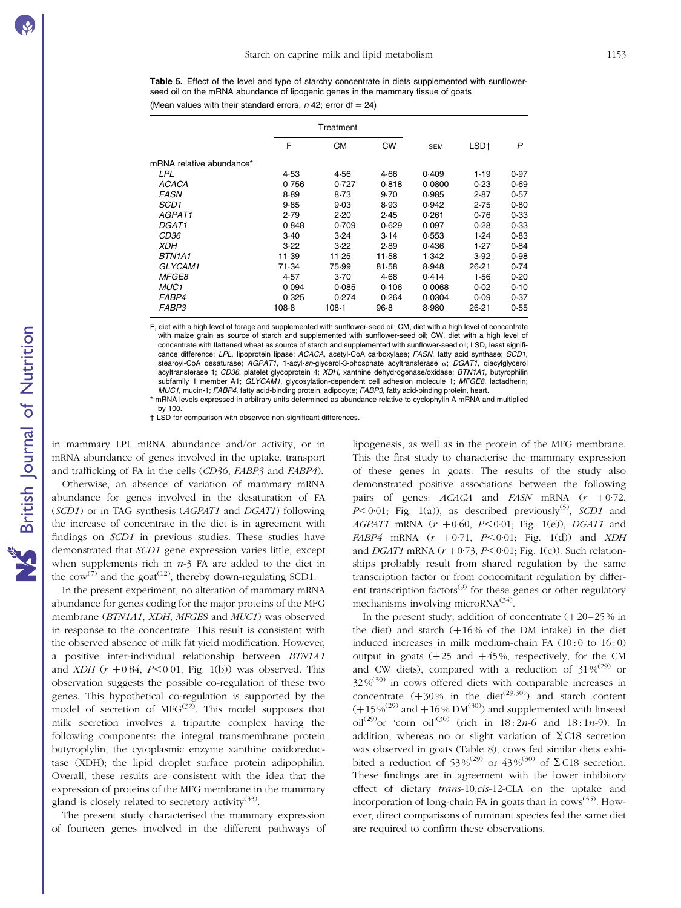**Table 5.** Effect of the level and type of starchy concentrate in diets supplemented with sunflower-seed oil on the mRNA abundance of lipogenic genes in the mammary tissue of goats

(Mean values with their standard errors, *n* 42; error df = 24)

| | Treatment | | | | | |
|---|---|---|---|---|---|---|
| | F | CM | CW | SEM | LSD† | *P* |
| mRNA relative abundance* | | | | | | |
| *LPL* | 4·53 | 4·56 | 4·66 | 0·409 | 1·19 | 0·97 |
| *ACACA* | 0·756 | 0·727 | 0·818 | 0·0800 | 0·23 | 0·69 |
| *FASN* | 8·89 | 8·73 | 9·70 | 0·985 | 2·87 | 0·57 |
| *SCD1* | 9·85 | 9·03 | 8·93 | 0·942 | 2·75 | 0·80 |
| *AGPAT1* | 2·79 | 2·20 | 2·45 | 0·261 | 0·76 | 0·33 |
| *DGAT1* | 0·848 | 0·709 | 0·629 | 0·097 | 0·28 | 0·33 |
| *CD36* | 3·40 | 3·24 | 3·14 | 0·553 | 1·24 | 0·83 |
| *XDH* | 3·22 | 3·22 | 2·89 | 0·436 | 1·27 | 0·84 |
| *BTN1A1* | 11·39 | 11·25 | 11·58 | 1·342 | 3·92 | 0·98 |
| *GLYCAM1* | 71·34 | 75·99 | 81·58 | 8·948 | 26·21 | 0·74 |
| *MFGE8* | 4·57 | 3·70 | 4·68 | 0·414 | 1·56 | 0·20 |
| *MUC1* | 0·094 | 0·085 | 0·106 | 0·0068 | 0·02 | 0·10 |
| *FABP4* | 0·325 | 0·274 | 0·264 | 0·0304 | 0·09 | 0·37 |
| *FABP3* | 108·8 | 108·1 | 96·8 | 8·980 | 26·21 | 0·55 |

F, diet with a high level of forage and supplemented with sunflower-seed oil; CM, diet with a high level of concentrate with maize grain as source of starch and supplemented with sunflower-seed oil; CW, diet with a high level of concentrate with flattened wheat as source of starch and supplemented with sunflower-seed oil; LSD, least significance difference; *LPL*, lipoprotein lipase; *ACACA*, acetyl-CoA carboxylase; *FASN*, fatty acid synthase; *SCD1*, stearoyl-CoA desaturase; *AGPAT1*, 1-acyl-*sn*-glycerol-3-phosphate acyltransferase α; *DGAT1*, diacylglycerol acyltransferase 1; *CD36*, platelet glycoprotein 4; *XDH*, xanthine dehydrogenase/oxidase; *BTN1A1*, butyrophilin subfamily 1 member A1; *GLYCAM1*, glycosylation-dependent cell adhesion molecule 1; *MFGE8*, lactadherin; *MUC1*, mucin-1; *FABP4*, fatty acid-binding protein, adipocyte; *FABP3*, fatty acid-binding protein, heart.

\* mRNA levels expressed in arbitrary units determined as abundance relative to cyclophylin A mRNA and multiplied by 100.

† LSD for comparison with observed non-significant differences.

in mammary LPL mRNA abundance and/or activity, or in mRNA abundance of genes involved in the uptake, transport and trafficking of FA in the cells (*CD36*, *FABP3* and *FABP4*).

Otherwise, an absence of variation of mammary mRNA abundance for genes involved in the desaturation of FA (*SCD1*) or in TAG synthesis (*AGPAT1* and *DGAT1*) following the increase of concentrate in the diet is in agreement with findings on *SCD1* in previous studies. These studies have demonstrated that *SCD1* gene expression varies little, except when supplements rich in *n*-3 FA are added to the diet in the cow[7] and the goat[12], thereby down-regulating SCD1.

In the present experiment, no alteration of mammary mRNA abundance for genes coding for the major proteins of the MFG membrane (*BTN1A1*, *XDH*, *MFGE8* and *MUC1*) was observed in response to the concentrate. This result is consistent with the observed absence of milk fat yield modification. However, a positive inter-individual relationship between *BTN1A1* and *XDH* ($r$ +0·84, $P<0·01$; Fig. 1(b)) was observed. This observation suggests the possible co-regulation of these two genes. This hypothetical co-regulation is supported by the model of secretion of MFG[32]. This model supposes that milk secretion involves a tripartite complex having the following components: the integral transmembrane protein butyroplylin; the cytoplasmic enzyme xanthine oxidoreductase (XDH); the lipid droplet surface protein adipophilin. Overall, these results are consistent with the idea that the expression of proteins of the MFG membrane in the mammary gland is closely related to secretory activity[33].

The present study characterised the mammary expression of fourteen genes involved in the different pathways of lipogenesis, as well as in the protein of the MFG membrane. This the first study to characterise the mammary expression of these genes in goats. The results of the study also demonstrated positive associations between the following pairs of genes: *ACACA* and *FASN* mRNA ($r$ +0·72, $P<0·01$; Fig. 1(a)), as described previously[5], *SCD1* and *AGPAT1* mRNA ($r$ +0·60, $P<0·01$; Fig. 1(e)), *DGAT1* and *FABP4* mRNA ($r$ +0·71, $P<0·01$; Fig. 1(d)) and *XDH* and *DGAT1* mRNA ($r$ +0·73, $P<0·01$; Fig. 1(c)). Such relationships probably result from shared regulation by the same transcription factor or from concomitant regulation by different transcription factors[9] for these genes or other regulatory mechanisms involving microRNA[34].

In the present study, addition of concentrate (+20–25 % in the diet) and starch (+16 % of the DM intake) in the diet induced increases in milk medium-chain FA (10 : 0 to 16 : 0) output in goats (+25 and +45 %, respectively, for the CM and CW diets), compared with a reduction of 31 %[29] or 32 %[30] in cows offered diets with comparable increases in concentrate (+30 % in the diet[29,30]) and starch content (+15 %[29] and +16 % DM[30]) and supplemented with linseed oil[29] or 'corn oil'[30] (rich in 18 : 2*n*-6 and 18 : 1*n*-9). In addition, whereas no or slight variation of Σ C18 secretion was observed in goats (Table 8), cows fed similar diets exhibited a reduction of 53 %[29] or 43 %[30] of Σ C18 secretion. These findings are in agreement with the lower inhibitory effect of dietary *trans*-10,*cis*-12-CLA on the uptake and incorporation of long-chain FA in goats than in cows[35]. However, direct comparisons of ruminant species fed the same diet are required to confirm these observations.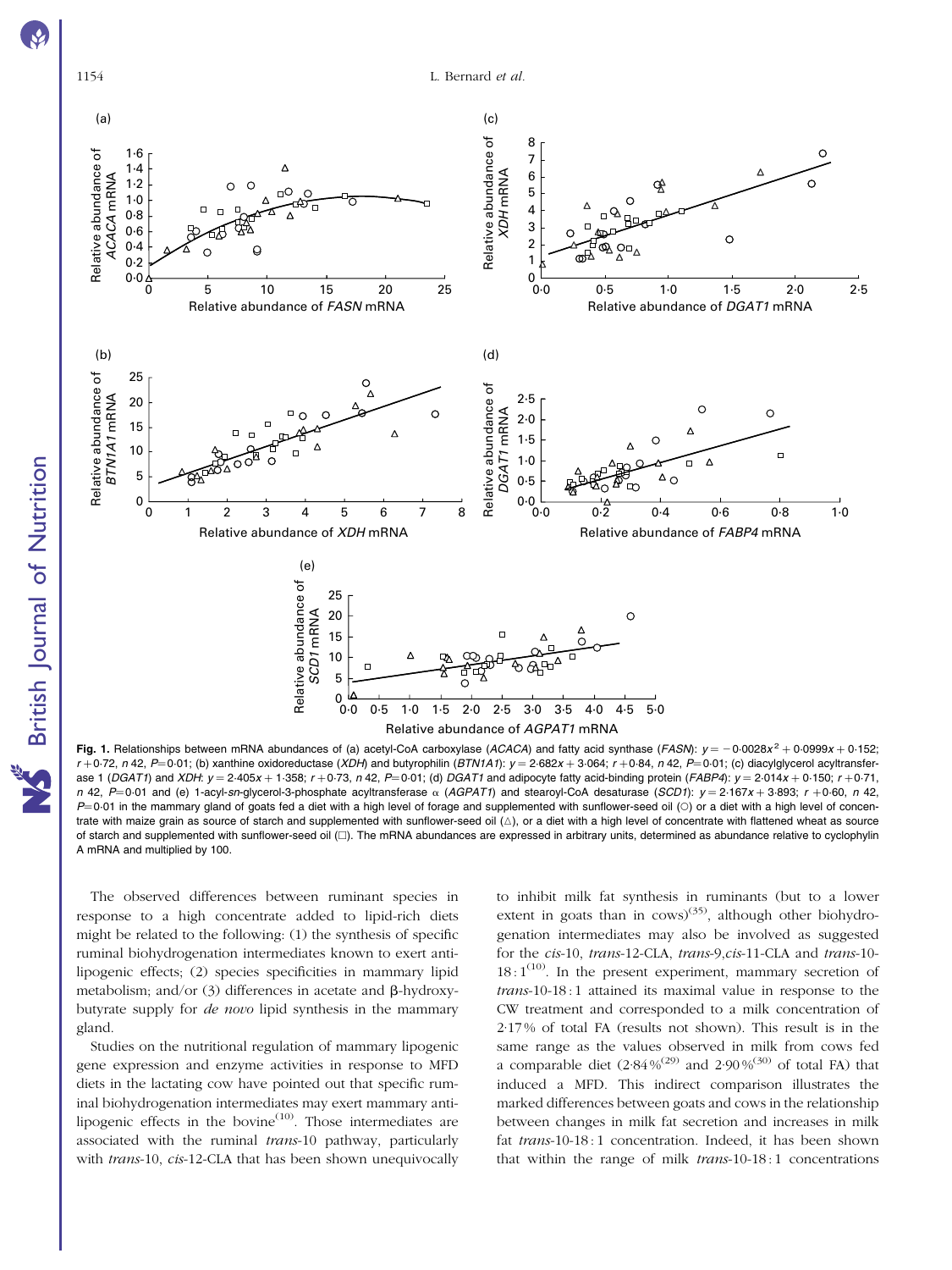**Fig. 1.** Relationships between mRNA abundances of (a) acetyl-CoA carboxylase (*ACACA*) and fatty acid synthase (*FASN*): $y = -0{\cdot}0028x^2 + 0{\cdot}0999x + 0{\cdot}152$; $r$ +0·72, $n$ 42, $P$=0·01; (b) xanthine oxidoreductase (*XDH*) and butyrophilin (*BTN1A1*): $y = 2{\cdot}682x + 3{\cdot}064$; $r$ +0·84, $n$ 42, $P$=0·01; (c) diacylglycerol acyltransferase 1 (*DGAT1*) and *XDH*: $y = 2{\cdot}405x + 1{\cdot}358$; $r$ +0·73, $n$ 42, $P$=0·01; (d) *DGAT1* and adipocyte fatty acid-binding protein (*FABP4*): $y = 2{\cdot}014x + 0{\cdot}150$; $r$ +0·71, $n$ 42, $P$=0·01 and (e) 1-acyl-*sn*-glycerol-3-phosphate acyltransferase α (*AGPAT1*) and stearoyl-CoA desaturase (*SCD1*): $y = 2{\cdot}167x + 3{\cdot}893$; $r$ +0·60, $n$ 42, $P$=0·01 in the mammary gland of goats fed a diet with a high level of forage and supplemented with sunflower-seed oil (○) or a diet with a high level of concentrate with maize grain as source of starch and supplemented with sunflower-seed oil (△), or a diet with a high level of concentrate with flattened wheat as source of starch and supplemented with sunflower-seed oil (□). The mRNA abundances are expressed in arbitrary units, determined as abundance relative to cyclophylin A mRNA and multiplied by 100.

The observed differences between ruminant species in response to a high concentrate added to lipid-rich diets might be related to the following: (1) the synthesis of specific ruminal biohydrogenation intermediates known to exert antilipogenic effects; (2) species specificities in mammary lipid metabolism; and/or (3) differences in acetate and β-hydroxybutyrate supply for *de novo* lipid synthesis in the mammary gland.

Studies on the nutritional regulation of mammary lipogenic gene expression and enzyme activities in response to MFD diets in the lactating cow have pointed out that specific ruminal biohydrogenation intermediates may exert mammary antilipogenic effects in the bovine[10]. Those intermediates are associated with the ruminal *trans*-10 pathway, particularly with *trans*-10, *cis*-12-CLA that has been shown unequivocally to inhibit milk fat synthesis in ruminants (but to a lower extent in goats than in cows)[35], although other biohydrogenation intermediates may also be involved as suggested for the *cis*-10, *trans*-12-CLA, *trans*-9,*cis*-11-CLA and *trans*-10-18 : 1[10]. In the present experiment, mammary secretion of *trans*-10-18 : 1 attained its maximal value in response to the CW treatment and corresponded to a milk concentration of 2·17 % of total FA (results not shown). This result is in the same range as the values observed in milk from cows fed a comparable diet (2·84 %[29] and 2·90 %[30] of total FA) that induced a MFD. This indirect comparison illustrates the marked differences between goats and cows in the relationship between changes in milk fat secretion and increases in milk fat *trans*-10-18 : 1 concentration. Indeed, it has been shown that within the range of milk *trans*-10-18 : 1 concentrations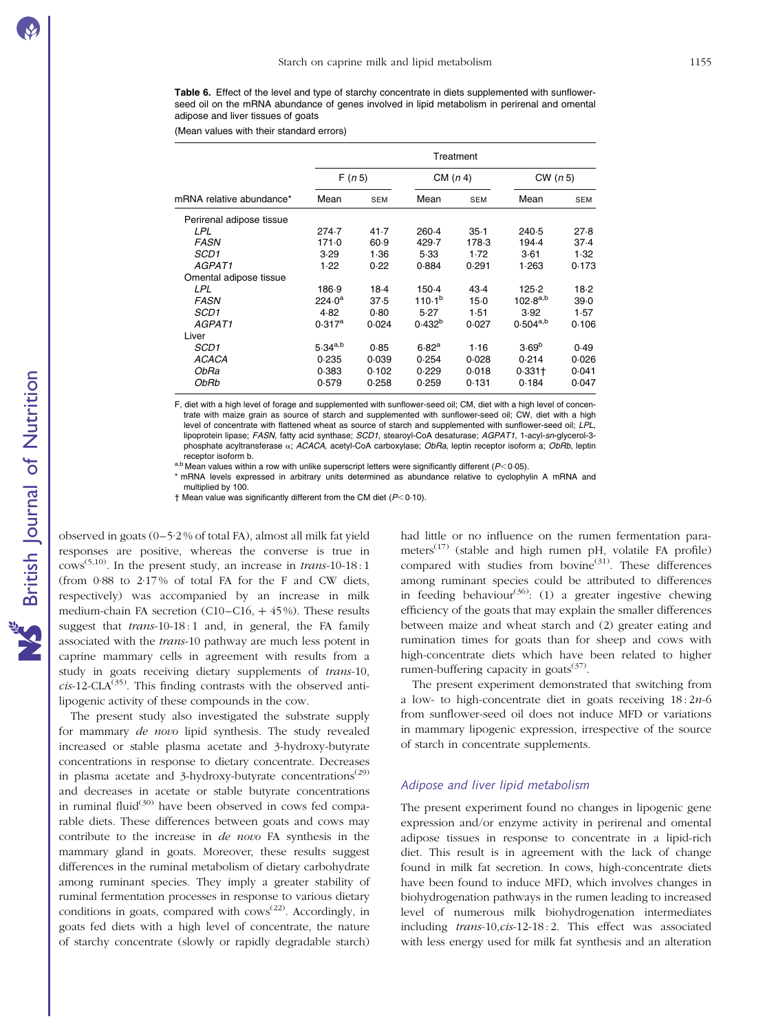**Table 6.** Effect of the level and type of starchy concentrate in diets supplemented with sunflower-seed oil on the mRNA abundance of genes involved in lipid metabolism in perirenal and omental adipose and liver tissues of goats

(Mean values with their standard errors)

| | Treatment | | | | | |
|---|---|---|---|---|---|---|
| | F (*n* 5) | | CM (*n* 4) | | CW (*n* 5) | |
| mRNA relative abundance* | Mean | SEM | Mean | SEM | Mean | SEM |
| Perirenal adipose tissue | | | | | | |
| *LPL* | 274·7 | 41·7 | 260·4 | 35·1 | 240·5 | 27·8 |
| *FASN* | 171·0 | 60·9 | 429·7 | 178·3 | 194·4 | 37·4 |
| *SCD1* | 3·29 | 1·36 | 5·33 | 1·72 | 3·61 | 1·32 |
| *AGPAT1* | 1·22 | 0·22 | 0·884 | 0·291 | 1·263 | 0·173 |
| Omental adipose tissue | | | | | | |
| *LPL* | 186·9 | 18·4 | 150·4 | 43·4 | 125·2 | 18·2 |
| *FASN* | 224·0[a] | 37·5 | 110·1[b] | 15·0 | 102·8[a,b] | 39·0 |
| *SCD1* | 4·82 | 0·80 | 5·27 | 1·51 | 3·92 | 1·57 |
| *AGPAT1* | 0·317[a] | 0·024 | 0·432[b] | 0·027 | 0·504[a,b] | 0·106 |
| Liver | | | | | | |
| *SCD1* | 5·34[a,b] | 0·85 | 6·82[a] | 1·16 | 3·69[b] | 0·49 |
| *ACACA* | 0·235 | 0·039 | 0·254 | 0·028 | 0·214 | 0·026 |
| *ObRa* | 0·383 | 0·102 | 0·229 | 0·018 | 0·331† | 0·041 |
| *ObRb* | 0·579 | 0·258 | 0·259 | 0·131 | 0·184 | 0·047 |

F, diet with a high level of forage and supplemented with sunflower-seed oil; CM, diet with a high level of concentrate with maize grain as source of starch and supplemented with sunflower-seed oil; CW, diet with a high level of concentrate with flattened wheat as source of starch and supplemented with sunflower-seed oil; *LPL*, lipoprotein lipase; *FASN*, fatty acid synthase; *SCD1*, stearoyl-CoA desaturase; *AGPAT1*, 1-acyl-*sn*-glycerol-3-phosphate acyltransferase α; *ACACA*, acetyl-CoA carboxylase; *ObRa*, leptin receptor isoform a; *ObRb*, leptin receptor isoform b.

a,b Mean values within a row with unlike superscript letters were significantly different ($P<0·05$).

\* mRNA levels expressed in arbitrary units determined as abundance relative to cyclophylin A mRNA and multiplied by 100.

† Mean value was significantly different from the CM diet ($P<0·10$).

observed in goats (0–5·2 % of total FA), almost all milk fat yield responses are positive, whereas the converse is true in cows[5,10]. In the present study, an increase in *trans*-10-18 : 1 (from 0·88 to 2·17 % of total FA for the F and CW diets, respectively) was accompanied by an increase in milk medium-chain FA secretion (C10–C16, + 45 %). These results suggest that *trans*-10-18 : 1 and, in general, the FA family associated with the *trans*-10 pathway are much less potent in caprine mammary cells in agreement with results from a study in goats receiving dietary supplements of *trans*-10, *cis*-12-CLA[35]. This finding contrasts with the observed anti-lipogenic activity of these compounds in the cow.

The present study also investigated the substrate supply for mammary *de novo* lipid synthesis. The study revealed increased or stable plasma acetate and 3-hydroxy-butyrate concentrations in response to dietary concentrate. Decreases in plasma acetate and 3-hydroxy-butyrate concentrations[29] and decreases in acetate or stable butyrate concentrations in ruminal fluid[30] have been observed in cows fed comparable diets. These differences between goats and cows may contribute to the increase in *de novo* FA synthesis in the mammary gland in goats. Moreover, these results suggest differences in the ruminal metabolism of dietary carbohydrate among ruminant species. They imply a greater stability of ruminal fermentation processes in response to various dietary conditions in goats, compared with cows[22]. Accordingly, in goats fed diets with a high level of concentrate, the nature of starchy concentrate (slowly or rapidly degradable starch) had little or no influence on the rumen fermentation parameters[17] (stable and high rumen pH, volatile FA profile) compared with studies from bovine[31]. These differences among ruminant species could be attributed to differences in feeding behaviour[36]: (1) a greater ingestive chewing efficiency of the goats that may explain the smaller differences between maize and wheat starch and (2) greater eating and rumination times for goats than for sheep and cows with high-concentrate diets which have been related to higher rumen-buffering capacity in goats[37].

The present experiment demonstrated that switching from a low- to high-concentrate diet in goats receiving 18 : 2*n*-6 from sunflower-seed oil does not induce MFD or variations in mammary lipogenic expression, irrespective of the source of starch in concentrate supplements.

### *Adipose and liver lipid metabolism*

The present experiment found no changes in lipogenic gene expression and/or enzyme activity in perirenal and omental adipose tissues in response to concentrate in a lipid-rich diet. This result is in agreement with the lack of change found in milk fat secretion. In cows, high-concentrate diets have been found to induce MFD, which involves changes in biohydrogenation pathways in the rumen leading to increased level of numerous milk biohydrogenation intermediates including *trans*-10,*cis*-12-18 : 2. This effect was associated with less energy used for milk fat synthesis and an alteration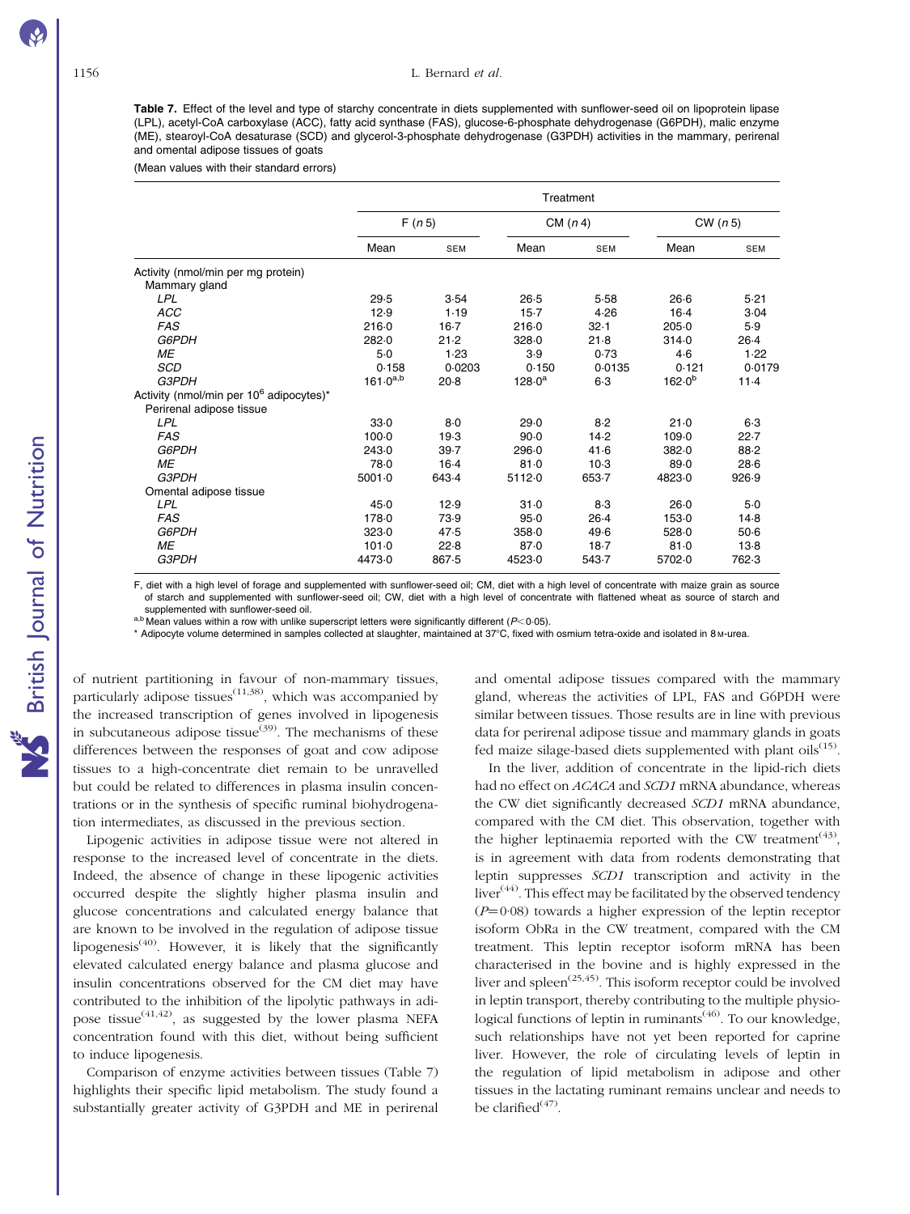**Table 7.** Effect of the level and type of starchy concentrate in diets supplemented with sunflower-seed oil on lipoprotein lipase (LPL), acetyl-CoA carboxylase (ACC), fatty acid synthase (FAS), glucose-6-phosphate dehydrogenase (G6PDH), malic enzyme (ME), stearoyl-CoA desaturase (SCD) and glycerol-3-phosphate dehydrogenase (G3PDH) activities in the mammary, perirenal and omental adipose tissues of goats

(Mean values with their standard errors)

| | Treatment | | | | | |
|---|---|---|---|---|---|---|
| | F (*n* 5) | | CM (*n* 4) | | CW (*n* 5) | |
| | Mean | SEM | Mean | SEM | Mean | SEM |
| Activity (nmol/min per mg protein) | | | | | | |
| Mammary gland | | | | | | |
| *LPL* | 29·5 | 3·54 | 26·5 | 5·58 | 26·6 | 5·21 |
| *ACC* | 12·9 | 1·19 | 15·7 | 4·26 | 16·4 | 3·04 |
| *FAS* | 216·0 | 16·7 | 216·0 | 32·1 | 205·0 | 5·9 |
| *G6PDH* | 282·0 | 21·2 | 328·0 | 21·8 | 314·0 | 26·4 |
| *ME* | 5·0 | 1·23 | 3·9 | 0·73 | 4·6 | 1·22 |
| *SCD* | 0·158 | 0·0203 | 0·150 | 0·0135 | 0·121 | 0·0179 |
| *G3PDH* | 161·0[a,b] | 20·8 | 128·0[a] | 6·3 | 162·0[b] | 11·4 |
| Activity (nmol/min per $10^6$ adipocytes)* | | | | | | |
| Perirenal adipose tissue | | | | | | |
| *LPL* | 33·0 | 8·0 | 29·0 | 8·2 | 21·0 | 6·3 |
| *FAS* | 100·0 | 19·3 | 90·0 | 14·2 | 109·0 | 22·7 |
| *G6PDH* | 243·0 | 39·7 | 296·0 | 41·6 | 382·0 | 88·2 |
| *ME* | 78·0 | 16·4 | 81·0 | 10·3 | 89·0 | 28·6 |
| *G3PDH* | 5001·0 | 643·4 | 5112·0 | 653·7 | 4823·0 | 926·9 |
| Omental adipose tissue | | | | | | |
| *LPL* | 45·0 | 12·9 | 31·0 | 8·3 | 26·0 | 5·0 |
| *FAS* | 178·0 | 73·9 | 95·0 | 26·4 | 153·0 | 14·8 |
| *G6PDH* | 323·0 | 47·5 | 358·0 | 49·6 | 528·0 | 50·6 |
| *ME* | 101·0 | 22·8 | 87·0 | 18·7 | 81·0 | 13·8 |
| *G3PDH* | 4473·0 | 867·5 | 4523·0 | 543·7 | 5702·0 | 762·3 |

F, diet with a high level of forage and supplemented with sunflower-seed oil; CM, diet with a high level of concentrate with maize grain as source of starch and supplemented with sunflower-seed oil; CW, diet with a high level of concentrate with flattened wheat as source of starch and supplemented with sunflower-seed oil.

[a,b] Mean values within a row with unlike superscript letters were significantly different ($P<0·05$).

\* Adipocyte volume determined in samples collected at slaughter, maintained at 37°C, fixed with osmium tetra-oxide and isolated in 8 M-urea.

of nutrient partitioning in favour of non-mammary tissues, particularly adipose tissues[11,38], which was accompanied by the increased transcription of genes involved in lipogenesis in subcutaneous adipose tissue[39]. The mechanisms of these differences between the responses of goat and cow adipose tissues to a high-concentrate diet remain to be unravelled but could be related to differences in plasma insulin concentrations or in the synthesis of specific ruminal biohydrogenation intermediates, as discussed in the previous section.

Lipogenic activities in adipose tissue were not altered in response to the increased level of concentrate in the diets. Indeed, the absence of change in these lipogenic activities occurred despite the slightly higher plasma insulin and glucose concentrations and calculated energy balance that are known to be involved in the regulation of adipose tissue lipogenesis[40]. However, it is likely that the significantly elevated calculated energy balance and plasma glucose and insulin concentrations observed for the CM diet may have contributed to the inhibition of the lipolytic pathways in adipose tissue[41,42], as suggested by the lower plasma NEFA concentration found with this diet, without being sufficient to induce lipogenesis.

Comparison of enzyme activities between tissues (Table 7) highlights their specific lipid metabolism. The study found a substantially greater activity of G3PDH and ME in perirenal and omental adipose tissues compared with the mammary gland, whereas the activities of LPL, FAS and G6PDH were similar between tissues. Those results are in line with previous data for perirenal adipose tissue and mammary glands in goats fed maize silage-based diets supplemented with plant oils[15].

In the liver, addition of concentrate in the lipid-rich diets had no effect on *ACACA* and *SCD1* mRNA abundance, whereas the CW diet significantly decreased *SCD1* mRNA abundance, compared with the CM diet. This observation, together with the higher leptinaemia reported with the CW treatment[43], is in agreement with data from rodents demonstrating that leptin suppresses *SCD1* transcription and activity in the liver[44]. This effect may be facilitated by the observed tendency ($P=0·08$) towards a higher expression of the leptin receptor isoform ObRa in the CW treatment, compared with the CM treatment. This leptin receptor isoform mRNA has been characterised in the bovine and is highly expressed in the liver and spleen[25,45]. This isoform receptor could be involved in leptin transport, thereby contributing to the multiple physiological functions of leptin in ruminants[46]. To our knowledge, such relationships have not yet been reported for caprine liver. However, the role of circulating levels of leptin in the regulation of lipid metabolism in adipose and other tissues in the lactating ruminant remains unclear and needs to be clarified[47].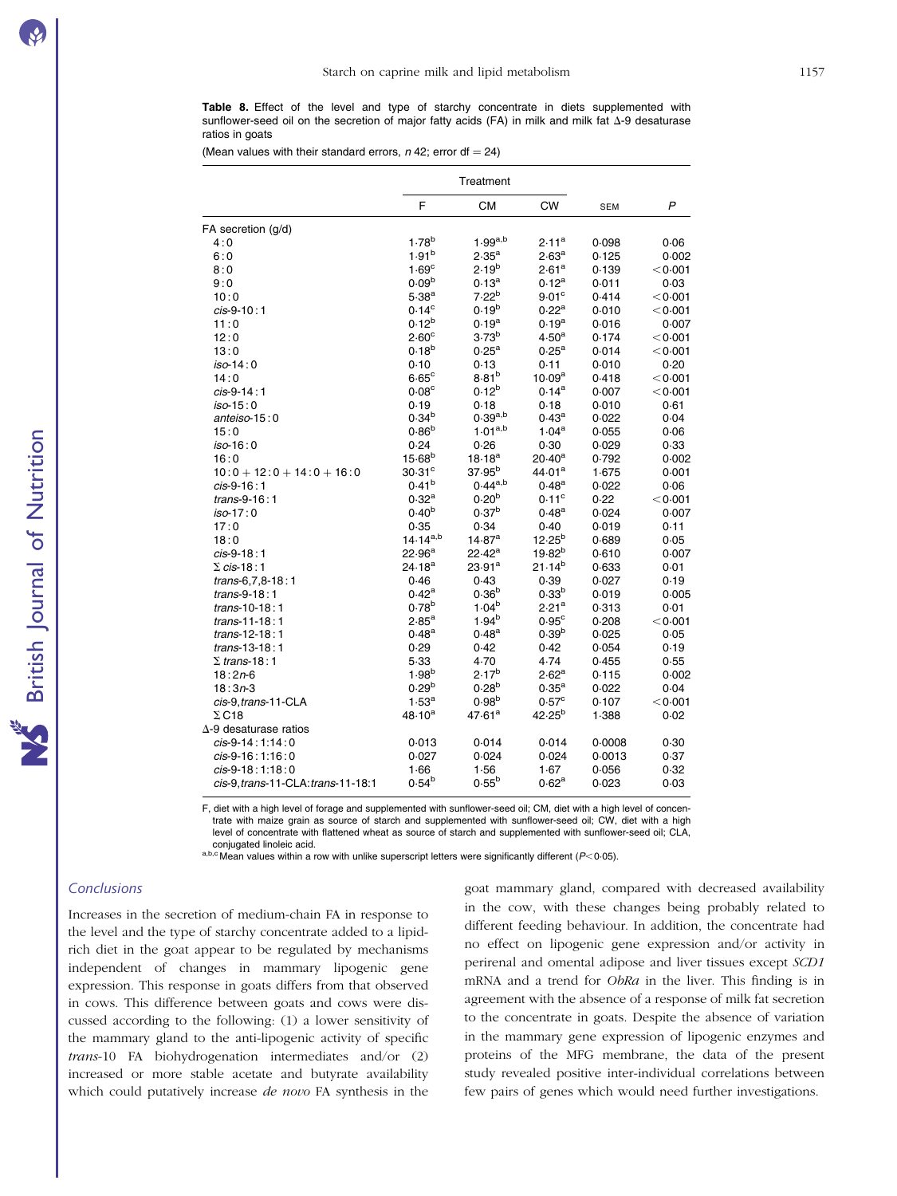**Table 8.** Effect of the level and type of starchy concentrate in diets supplemented with sunflower-seed oil on the secretion of major fatty acids (FA) in milk and milk fat Δ-9 desaturase ratios in goats

(Mean values with their standard errors, *n* 42; error df = 24)

| | Treatment | | | | |
|---|---|---|---|---|---|
| | F | CM | CW | SEM | *P* |
| FA secretion (g/d) | | | | | |
| 4:0 | 1·78[b] | 1·99[a,b] | 2·11[a] | 0·098 | 0·06 |
| 6:0 | 1·91[b] | 2·35[a] | 2·63[a] | 0·125 | 0·002 |
| 8:0 | 1·69[c] | 2·19[b] | 2·61[a] | 0·139 | <0·001 |
| 9:0 | 0·09[b] | 0·13[a] | 0·12[a] | 0·011 | 0·03 |
| 10:0 | 5·38[a] | 7·22[b] | 9·01[c] | 0·414 | <0·001 |
| *cis*-9-10:1 | 0·14[c] | 0·19[b] | 0·22[a] | 0·010 | <0·001 |
| 11:0 | 0·12[b] | 0·19[a] | 0·19[a] | 0·016 | 0·007 |
| 12:0 | 2·60[c] | 3·73[b] | 4·50[a] | 0·174 | <0·001 |
| 13:0 | 0·18[b] | 0·25[a] | 0·25[a] | 0·014 | <0·001 |
| *iso*-14:0 | 0·10 | 0·13 | 0·11 | 0·010 | 0·20 |
| 14:0 | 6·65[c] | 8·81[b] | 10·09[a] | 0·418 | <0·001 |
| *cis*-9-14:1 | 0·08[c] | 0·12[b] | 0·14[a] | 0·007 | <0·001 |
| *iso*-15:0 | 0·19 | 0·18 | 0·18 | 0·010 | 0·61 |
| *anteiso*-15:0 | 0·34[b] | 0·39[a,b] | 0·43[a] | 0·022 | 0·04 |
| 15:0 | 0·86[b] | 1·01[a,b] | 1·04[a] | 0·055 | 0·06 |
| *iso*-16:0 | 0·24 | 0·26 | 0·30 | 0·029 | 0·33 |
| 16:0 | 15·68[b] | 18·18[a] | 20·40[a] | 0·792 | 0·002 |
| 10:0 + 12:0 + 14:0 + 16:0 | 30·31[c] | 37·95[b] | 44·01[a] | 1·675 | 0·001 |
| *cis*-9-16:1 | 0·41[b] | 0·44[a,b] | 0·48[a] | 0·022 | 0·06 |
| *trans*-9-16:1 | 0·32[a] | 0·20[b] | 0·11[c] | 0·22 | <0·001 |
| *iso*-17:0 | 0·40[b] | 0·37[b] | 0·48[a] | 0·024 | 0·007 |
| 17:0 | 0·35 | 0·34 | 0·40 | 0·019 | 0·11 |
| 18:0 | 14·14[a,b] | 14·87[a] | 12·25[b] | 0·689 | 0·05 |
| *cis*-9-18:1 | 22·96[a] | 22·42[a] | 19·82[b] | 0·610 | 0·007 |
| Σ *cis*-18:1 | 24·18[a] | 23·91[a] | 21·14[b] | 0·633 | 0·01 |
| *trans*-6,7,8-18:1 | 0·46 | 0·43 | 0·39 | 0·027 | 0·19 |
| *trans*-9-18:1 | 0·42[a] | 0·36[b] | 0·33[b] | 0·019 | 0·005 |
| *trans*-10-18:1 | 0·78[b] | 1·04[b] | 2·21[a] | 0·313 | 0·01 |
| *trans*-11-18:1 | 2·85[a] | 1·94[b] | 0·95[c] | 0·208 | <0·001 |
| *trans*-12-18:1 | 0·48[a] | 0·48[a] | 0·39[b] | 0·025 | 0·05 |
| *trans*-13-18:1 | 0·29 | 0·42 | 0·42 | 0·054 | 0·19 |
| Σ *trans*-18:1 | 5·33 | 4·70 | 4·74 | 0·455 | 0·55 |
| 18:2*n*-6 | 1·98[b] | 2·17[b] | 2·62[a] | 0·115 | 0·002 |
| 18:3*n*-3 | 0·29[b] | 0·28[b] | 0·35[a] | 0·022 | 0·04 |
| *cis*-9,*trans*-11-CLA | 1·53[a] | 0·98[b] | 0·57[c] | 0·107 | <0·001 |
| Σ C18 | 48·10[a] | 47·61[a] | 42·25[b] | 1·388 | 0·02 |
| Δ-9 desaturase ratios | | | | | |
| *cis*-9-14:1:14:0 | 0·013 | 0·014 | 0·014 | 0·0008 | 0·30 |
| *cis*-9-16:1:16:0 | 0·027 | 0·024 | 0·024 | 0·0013 | 0·37 |
| *cis*-9-18:1:18:0 | 1·66 | 1·56 | 1·67 | 0·056 | 0·32 |
| *cis*-9,*trans*-11-CLA:*trans*-11-18:1 | 0·54[b] | 0·55[b] | 0·62[a] | 0·023 | 0·03 |

F, diet with a high level of forage and supplemented with sunflower-seed oil; CM, diet with a high level of concentrate with maize grain as source of starch and supplemented with sunflower-seed oil; CW, diet with a high level of concentrate with flattened wheat as source of starch and supplemented with sunflower-seed oil; CLA, conjugated linoleic acid.

[a,b,c] Mean values within a row with unlike superscript letters were significantly different ($P<0·05$).

## Conclusions

Increases in the secretion of medium-chain FA in response to the level and the type of starchy concentrate added to a lipid-rich diet in the goat appear to be regulated by mechanisms independent of changes in mammary lipogenic gene expression. This response in goats differs from that observed in cows. This difference between goats and cows were discussed according to the following: (1) a lower sensitivity of the mammary gland to the anti-lipogenic activity of specific *trans*-10 FA biohydrogenation intermediates and/or (2) increased or more stable acetate and butyrate availability which could putatively increase *de novo* FA synthesis in the goat mammary gland, compared with decreased availability in the cow, with these changes being probably related to different feeding behaviour. In addition, the concentrate had no effect on lipogenic gene expression and/or activity in perirenal and omental adipose and liver tissues except *SCD1* mRNA and a trend for *ObRa* in the liver. This finding is in agreement with the absence of a response of milk fat secretion to the concentrate in goats. Despite the absence of variation in the mammary gene expression of lipogenic enzymes and proteins of the MFG membrane, the data of the present study revealed positive inter-individual correlations between few pairs of genes which would need further investigations.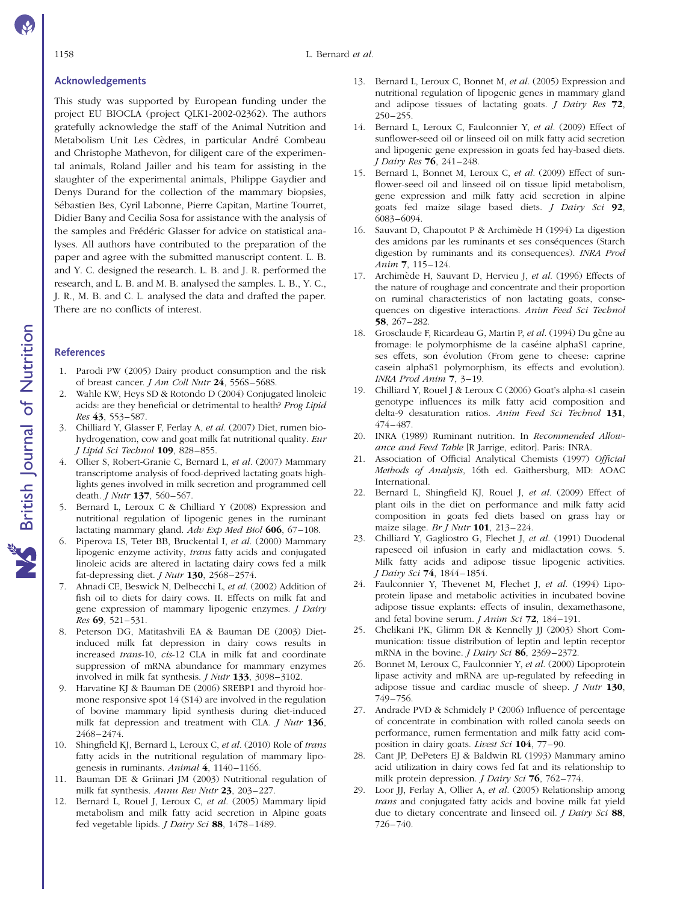## Acknowledgements

This study was supported by European funding under the project EU BIOCLA (project QLK1-2002-02362). The authors gratefully acknowledge the staff of the Animal Nutrition and Metabolism Unit Les Cèdres, in particular André Combeau and Christophe Mathevon, for diligent care of the experimental animals, Roland Jailler and his team for assisting in the slaughter of the experimental animals, Philippe Gaydier and Denys Durand for the collection of the mammary biopsies, Sébastien Bes, Cyril Labonne, Pierre Capitan, Martine Tourret, Didier Bany and Cecilia Sosa for assistance with the analysis of the samples and Frédéric Glasser for advice on statistical analyses. All authors have contributed to the preparation of the paper and agree with the submitted manuscript content. L. B. and Y. C. designed the research. L. B. and J. R. performed the research, and L. B. and M. B. analysed the samples. L. B., Y. C., J. R., M. B. and C. L. analysed the data and drafted the paper. There are no conflicts of interest.

## References

1. Parodi PW (2005) Dairy product consumption and the risk of breast cancer. *J Am Coll Nutr* **24**, 556S–568S.
2. Wahle KW, Heys SD & Rotondo D (2004) Conjugated linoleic acids: are they beneficial or detrimental to health? *Prog Lipid Res* **43**, 553–587.
3. Chilliard Y, Glasser F, Ferlay A, *et al.* (2007) Diet, rumen biohydrogenation, cow and goat milk fat nutritional quality. *Eur J Lipid Sci Technol* **109**, 828–855.
4. Ollier S, Robert-Granie C, Bernard L, *et al.* (2007) Mammary transcriptome analysis of food-deprived lactating goats highlights genes involved in milk secretion and programmed cell death. *J Nutr* **137**, 560–567.
5. Bernard L, Leroux C & Chilliard Y (2008) Expression and nutritional regulation of lipogenic genes in the ruminant lactating mammary gland. *Adv Exp Med Biol* **606**, 67–108.
6. Piperova LS, Teter BB, Bruckental I, *et al.* (2000) Mammary lipogenic enzyme activity, *trans* fatty acids and conjugated linoleic acids are altered in lactating dairy cows fed a milk fat-depressing diet. *J Nutr* **130**, 2568–2574.
7. Ahnadi CE, Beswick N, Delbecchi L, *et al.* (2002) Addition of fish oil to diets for dairy cows. II. Effects on milk fat and gene expression of mammary lipogenic enzymes. *J Dairy Res* **69**, 521–531.
8. Peterson DG, Matitashvili EA & Bauman DE (2003) Diet-induced milk fat depression in dairy cows results in increased *trans*-10, *cis*-12 CLA in milk fat and coordinate suppression of mRNA abundance for mammary enzymes involved in milk fat synthesis. *J Nutr* **133**, 3098–3102.
9. Harvatine KJ & Bauman DE (2006) SREBP1 and thyroid hormone responsive spot 14 (S14) are involved in the regulation of bovine mammary lipid synthesis during diet-induced milk fat depression and treatment with CLA. *J Nutr* **136**, 2468–2474.
10. Shingfield KJ, Bernard L, Leroux C, *et al.* (2010) Role of *trans* fatty acids in the nutritional regulation of mammary lipogenesis in ruminants. *Animal* **4**, 1140–1166.
11. Bauman DE & Griinari JM (2003) Nutritional regulation of milk fat synthesis. *Annu Rev Nutr* **23**, 203–227.
12. Bernard L, Rouel J, Leroux C, *et al.* (2005) Mammary lipid metabolism and milk fatty acid secretion in Alpine goats fed vegetable lipids. *J Dairy Sci* **88**, 1478–1489.
13. Bernard L, Leroux C, Bonnet M, *et al.* (2005) Expression and nutritional regulation of lipogenic genes in mammary gland and adipose tissues of lactating goats. *J Dairy Res* **72**, 250–255.
14. Bernard L, Leroux C, Faulconnier Y, *et al.* (2009) Effect of sunflower-seed oil or linseed oil on milk fatty acid secretion and lipogenic gene expression in goats fed hay-based diets. *J Dairy Res* **76**, 241–248.
15. Bernard L, Bonnet M, Leroux C, *et al.* (2009) Effect of sunflower-seed oil and linseed oil on tissue lipid metabolism, gene expression and milk fatty acid secretion in alpine goats fed maize silage based diets. *J Dairy Sci* **92**, 6083–6094.
16. Sauvant D, Chapoutot P & Archimède H (1994) La digestion des amidons par les ruminants et ses conséquences (Starch digestion by ruminants and its consequences). *INRA Prod Anim* **7**, 115–124.
17. Archimède H, Sauvant D, Hervieu J, *et al.* (1996) Effects of the nature of roughage and concentrate and their proportion on ruminal characteristics of non lactating goats, consequences on digestive interactions. *Anim Feed Sci Technol* **58**, 267–282.
18. Grosclaude F, Ricardeau G, Martin P, *et al.* (1994) Du gčne au fromage: le polymorphisme de la caséine alphaS1 caprine, ses effets, son évolution (From gene to cheese: caprine casein alphaS1 polymorphism, its effects and evolution). *INRA Prod Anim* **7**, 3–19.
19. Chilliard Y, Rouel J & Leroux C (2006) Goat's alpha-s1 casein genotype influences its milk fatty acid composition and delta-9 desaturation ratios. *Anim Feed Sci Technol* **131**, 474–487.
20. INRA (1989) Ruminant nutrition. In *Recommended Allowance and Feed Table* [R Jarrige, editor]. Paris: INRA.
21. Association of Official Analytical Chemists (1997) *Official Methods of Analysis*, 16th ed. Gaithersburg, MD: AOAC International.
22. Bernard L, Shingfield KJ, Rouel J, *et al.* (2009) Effect of plant oils in the diet on performance and milk fatty acid composition in goats fed diets based on grass hay or maize silage. *Br J Nutr* **101**, 213–224.
23. Chilliard Y, Gagliostro G, Flechet J, *et al.* (1991) Duodenal rapeseed oil infusion in early and midlactation cows. 5. Milk fatty acids and adipose tissue lipogenic activities. *J Dairy Sci* **74**, 1844–1854.
24. Faulconnier Y, Thevenet M, Flechet J, *et al.* (1994) Lipoprotein lipase and metabolic activities in incubated bovine adipose tissue explants: effects of insulin, dexamethasone, and fetal bovine serum. *J Anim Sci* **72**, 184–191.
25. Chelikani PK, Glimm DR & Kennelly JJ (2003) Short Communication: tissue distribution of leptin and leptin receptor mRNA in the bovine. *J Dairy Sci* **86**, 2369–2372.
26. Bonnet M, Leroux C, Faulconnier Y, *et al.* (2000) Lipoprotein lipase activity and mRNA are up-regulated by refeeding in adipose tissue and cardiac muscle of sheep. *J Nutr* **130**, 749–756.
27. Andrade PVD & Schmidely P (2006) Influence of percentage of concentrate in combination with rolled canola seeds on performance, rumen fermentation and milk fatty acid composition in dairy goats. *Livest Sci* **104**, 77–90.
28. Cant JP, DePeters EJ & Baldwin RL (1993) Mammary amino acid utilization in dairy cows fed fat and its relationship to milk protein depression. *J Dairy Sci* **76**, 762–774.
29. Loor JJ, Ferlay A, Ollier A, *et al.* (2005) Relationship among *trans* and conjugated fatty acids and bovine milk fat yield due to dietary concentrate and linseed oil. *J Dairy Sci* **88**, 726–740.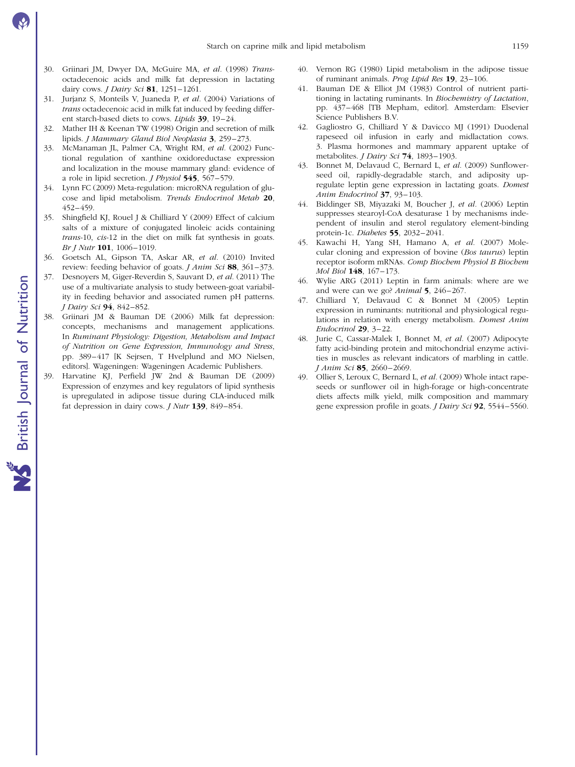30. Griinari JM, Dwyer DA, McGuire MA, *et al.* (1998) *Trans*-octadecenoic acids and milk fat depression in lactating dairy cows. *J Dairy Sci* **81**, 1251–1261.
31. Jurjanz S, Monteils V, Juaneda P, *et al.* (2004) Variations of *trans* octadecenoic acid in milk fat induced by feeding different starch-based diets to cows. *Lipids* **39**, 19–24.
32. Mather IH & Keenan TW (1998) Origin and secretion of milk lipids. *J Mammary Gland Biol Neoplasia* **3**, 259–273.
33. McManaman JL, Palmer CA, Wright RM, *et al.* (2002) Functional regulation of xanthine oxidoreductase expression and localization in the mouse mammary gland: evidence of a role in lipid secretion. *J Physiol* **545**, 567–579.
34. Lynn FC (2009) Meta-regulation: microRNA regulation of glucose and lipid metabolism. *Trends Endocrinol Metab* **20**, 452–459.
35. Shingfield KJ, Rouel J & Chilliard Y (2009) Effect of calcium salts of a mixture of conjugated linoleic acids containing *trans*-10, *cis*-12 in the diet on milk fat synthesis in goats. *Br J Nutr* **101**, 1006–1019.
36. Goetsch AL, Gipson TA, Askar AR, *et al.* (2010) Invited review: feeding behavior of goats. *J Anim Sci* **88**, 361–373.
37. Desnoyers M, Giger-Reverdin S, Sauvant D, *et al.* (2011) The use of a multivariate analysis to study between-goat variability in feeding behavior and associated rumen pH patterns. *J Dairy Sci* **94**, 842–852.
38. Griinari JM & Bauman DE (2006) Milk fat depression: concepts, mechanisms and management applications. In *Ruminant Physiology: Digestion, Metabolism and Impact of Nutrition on Gene Expression, Immunology and Stress*, pp. 389–417 [K Sejrsen, T Hvelplund and MO Nielsen, editors]. Wageningen: Wageningen Academic Publishers.
39. Harvatine KJ, Perfield JW 2nd & Bauman DE (2009) Expression of enzymes and key regulators of lipid synthesis is upregulated in adipose tissue during CLA-induced milk fat depression in dairy cows. *J Nutr* **139**, 849–854.
40. Vernon RG (1980) Lipid metabolism in the adipose tissue of ruminant animals. *Prog Lipid Res* **19**, 23–106.
41. Bauman DE & Elliot JM (1983) Control of nutrient partitioning in lactating ruminants. In *Biochemistry of Lactation*, pp. 437–468 [TB Mepham, editor]. Amsterdam: Elsevier Science Publishers B.V.
42. Gagliostro G, Chilliard Y & Davicco MJ (1991) Duodenal rapeseed oil infusion in early and midlactation cows. 3. Plasma hormones and mammary apparent uptake of metabolites. *J Dairy Sci* **74**, 1893–1903.
43. Bonnet M, Delavaud C, Bernard L, *et al.* (2009) Sunflower-seed oil, rapidly-degradable starch, and adiposity up-regulate leptin gene expression in lactating goats. *Domest Anim Endocrinol* **37**, 93–103.
44. Biddinger SB, Miyazaki M, Boucher J, *et al.* (2006) Leptin suppresses stearoyl-CoA desaturase 1 by mechanisms independent of insulin and sterol regulatory element-binding protein-1c. *Diabetes* **55**, 2032–2041.
45. Kawachi H, Yang SH, Hamano A, *et al.* (2007) Molecular cloning and expression of bovine (*Bos taurus*) leptin receptor isoform mRNAs. *Comp Biochem Physiol B Biochem Mol Biol* **148**, 167–173.
46. Wylie ARG (2011) Leptin in farm animals: where are we and were can we go? *Animal* **5**, 246–267.
47. Chilliard Y, Delavaud C & Bonnet M (2005) Leptin expression in ruminants: nutritional and physiological regulations in relation with energy metabolism. *Domest Anim Endocrinol* **29**, 3–22.
48. Jurie C, Cassar-Malek I, Bonnet M, *et al.* (2007) Adipocyte fatty acid-binding protein and mitochondrial enzyme activities in muscles as relevant indicators of marbling in cattle. *J Anim Sci* **85**, 2660–2669.
49. Ollier S, Leroux C, Bernard L, *et al.* (2009) Whole intact rapeseeds or sunflower oil in high-forage or high-concentrate diets affects milk yield, milk composition and mammary gene expression profile in goats. *J Dairy Sci* **92**, 5544–5560.